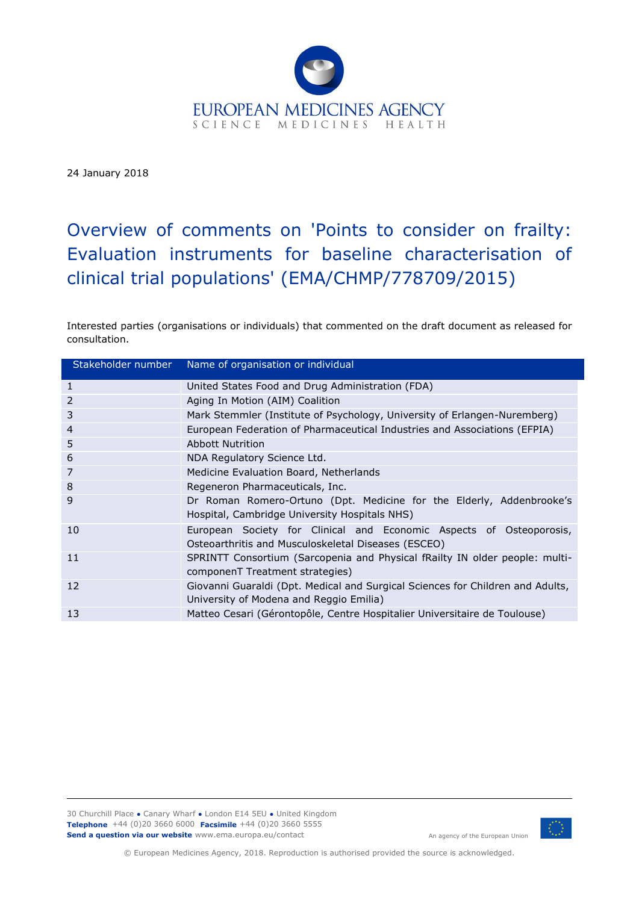EUROPEAN MEDICINES AGENCY
SCIENCE MEDICINES HEALTH

24 January 2018

# Overview of comments on 'Points to consider on frailty: Evaluation instruments for baseline characterisation of clinical trial populations' (EMA/CHMP/778709/2015)

Interested parties (organisations or individuals) that commented on the draft document as released for consultation.

| Stakeholder number | Name of organisation or individual |
| --- | --- |
| 1 | United States Food and Drug Administration (FDA) |
| 2 | Aging In Motion (AIM) Coalition |
| 3 | Mark Stemmler (Institute of Psychology, University of Erlangen-Nuremberg) |
| 4 | European Federation of Pharmaceutical Industries and Associations (EFPIA) |
| 5 | Abbott Nutrition |
| 6 | NDA Regulatory Science Ltd. |
| 7 | Medicine Evaluation Board, Netherlands |
| 8 | Regeneron Pharmaceuticals, Inc. |
| 9 | Dr Roman Romero-Ortuno (Dpt. Medicine for the Elderly, Addenbrooke's Hospital, Cambridge University Hospitals NHS) |
| 10 | European Society for Clinical and Economic Aspects of Osteoporosis, Osteoarthritis and Musculoskeletal Diseases (ESCEO) |
| 11 | SPRINTT Consortium (Sarcopenia and Physical fRailty IN older people: multi-componenT Treatment strategies) |
| 12 | Giovanni Guaraldi (Dpt. Medical and Surgical Sciences for Children and Adults, University of Modena and Reggio Emilia) |
| 13 | Matteo Cesari (Gérontopôle, Centre Hospitalier Universitaire de Toulouse) |

30 Churchill Place ● Canary Wharf ● London E14 5EU ● United Kingdom
**Telephone** +44 (0)20 3660 6000 **Facsimile** +44 (0)20 3660 5555
**Send a question via our website** www.ema.europa.eu/contact

An agency of the European Union

© European Medicines Agency, 2018. Reproduction is authorised provided the source is acknowledged.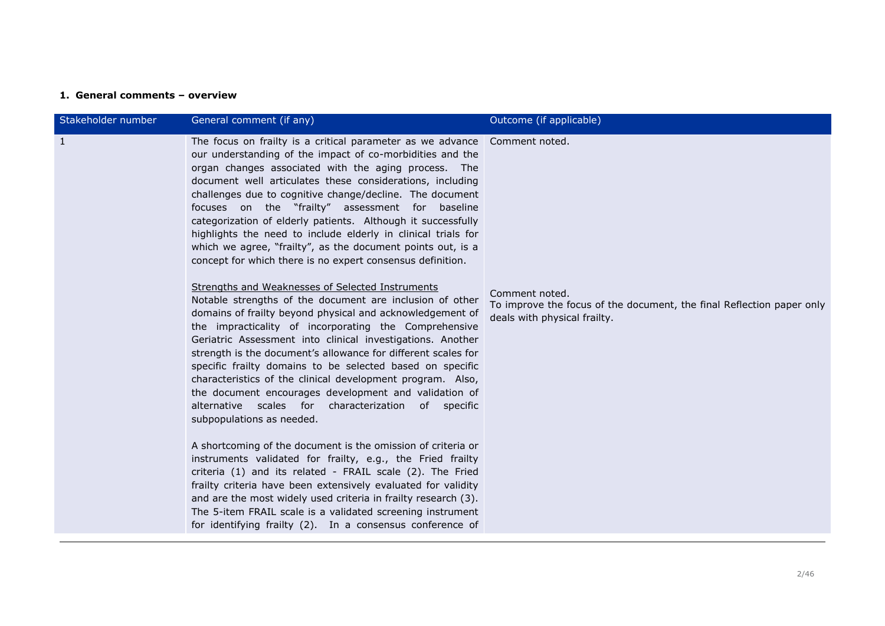## 1. General comments – overview

| Stakeholder number | General comment (if any) | Outcome (if applicable) |
|---|---|---|
| 1 | The focus on frailty is a critical parameter as we advance our understanding of the impact of co-morbidities and the organ changes associated with the aging process. The document well articulates these considerations, including challenges due to cognitive change/decline. The document focuses on the "frailty" assessment for baseline categorization of elderly patients. Although it successfully highlights the need to include elderly in clinical trials for which we agree, "frailty", as the document points out, is a concept for which there is no expert consensus definition.<br><br>Strengths and Weaknesses of Selected Instruments<br>Notable strengths of the document are inclusion of other domains of frailty beyond physical and acknowledgement of the impracticality of incorporating the Comprehensive Geriatric Assessment into clinical investigations. Another strength is the document's allowance for different scales for specific frailty domains to be selected based on specific characteristics of the clinical development program. Also, the document encourages development and validation of alternative scales for characterization of specific subpopulations as needed.<br><br>A shortcoming of the document is the omission of criteria or instruments validated for frailty, e.g., the Fried frailty criteria (1) and its related - FRAIL scale (2). The Fried frailty criteria have been extensively evaluated for validity and are the most widely used criteria in frailty research (3). The 5-item FRAIL scale is a validated screening instrument for identifying frailty (2). In a consensus conference of | Comment noted.<br><br>Comment noted.<br>To improve the focus of the document, the final Reflection paper only deals with physical frailty. |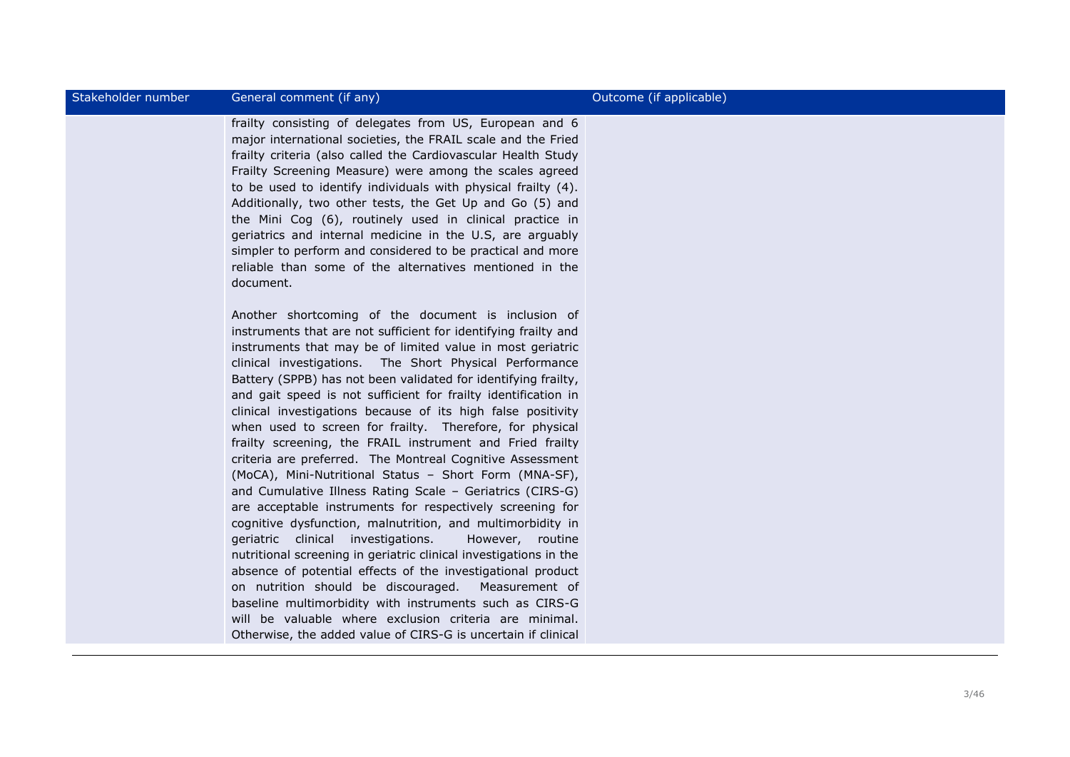| Stakeholder number | General comment (if any) | Outcome (if applicable) |
| --- | --- | --- |
| | frailty consisting of delegates from US, European and 6 major international societies, the FRAIL scale and the Fried frailty criteria (also called the Cardiovascular Health Study Frailty Screening Measure) were among the scales agreed to be used to identify individuals with physical frailty (4). Additionally, two other tests, the Get Up and Go (5) and the Mini Cog (6), routinely used in clinical practice in geriatrics and internal medicine in the U.S, are arguably simpler to perform and considered to be practical and more reliable than some of the alternatives mentioned in the document.<br><br>Another shortcoming of the document is inclusion of instruments that are not sufficient for identifying frailty and instruments that may be of limited value in most geriatric clinical investigations. The Short Physical Performance Battery (SPPB) has not been validated for identifying frailty, and gait speed is not sufficient for frailty identification in clinical investigations because of its high false positivity when used to screen for frailty. Therefore, for physical frailty screening, the FRAIL instrument and Fried frailty criteria are preferred. The Montreal Cognitive Assessment (MoCA), Mini-Nutritional Status – Short Form (MNA-SF), and Cumulative Illness Rating Scale – Geriatrics (CIRS-G) are acceptable instruments for respectively screening for cognitive dysfunction, malnutrition, and multimorbidity in geriatric clinical investigations. However, routine nutritional screening in geriatric clinical investigations in the absence of potential effects of the investigational product on nutrition should be discouraged. Measurement of baseline multimorbidity with instruments such as CIRS-G will be valuable where exclusion criteria are minimal. Otherwise, the added value of CIRS-G is uncertain if clinical | |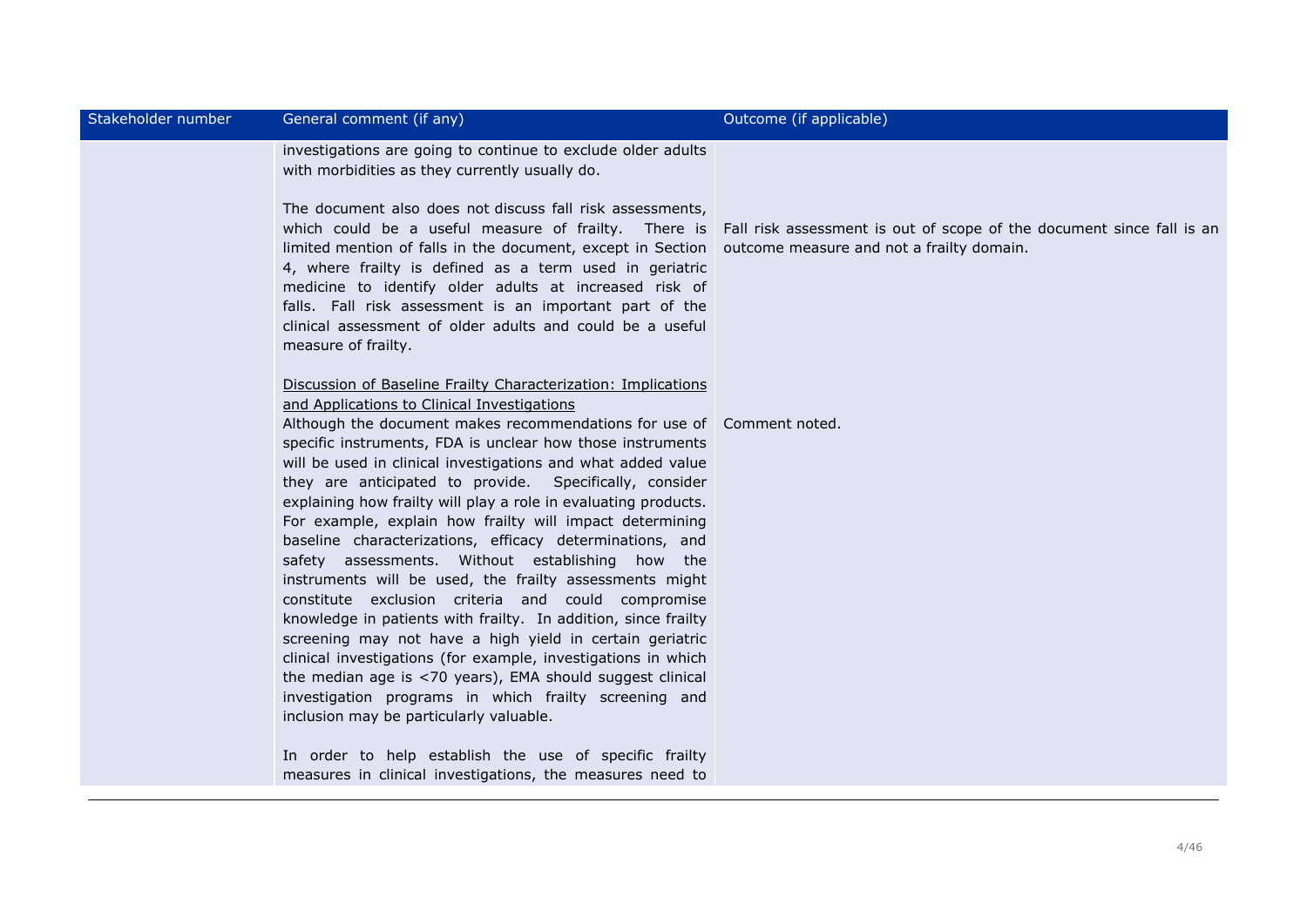| Stakeholder number | General comment (if any) | Outcome (if applicable) |
| --- | --- | --- |
| | investigations are going to continue to exclude older adults with morbidities as they currently usually do. | |
| | The document also does not discuss fall risk assessments, which could be a useful measure of frailty. There is limited mention of falls in the document, except in Section 4, where frailty is defined as a term used in geriatric medicine to identify older adults at increased risk of falls. Fall risk assessment is an important part of the clinical assessment of older adults and could be a useful measure of frailty. | Fall risk assessment is out of scope of the document since fall is an outcome measure and not a frailty domain. |
| | <u>Discussion of Baseline Frailty Characterization: Implications and Applications to Clinical Investigations</u><br>Although the document makes recommendations for use of specific instruments, FDA is unclear how those instruments will be used in clinical investigations and what added value they are anticipated to provide. Specifically, consider explaining how frailty will play a role in evaluating products. For example, explain how frailty will impact determining baseline characterizations, efficacy determinations, and safety assessments. Without establishing how the instruments will be used, the frailty assessments might constitute exclusion criteria and could compromise knowledge in patients with frailty. In addition, since frailty screening may not have a high yield in certain geriatric clinical investigations (for example, investigations in which the median age is <70 years), EMA should suggest clinical investigation programs in which frailty screening and inclusion may be particularly valuable. | Comment noted. |
| | In order to help establish the use of specific frailty measures in clinical investigations, the measures need to | |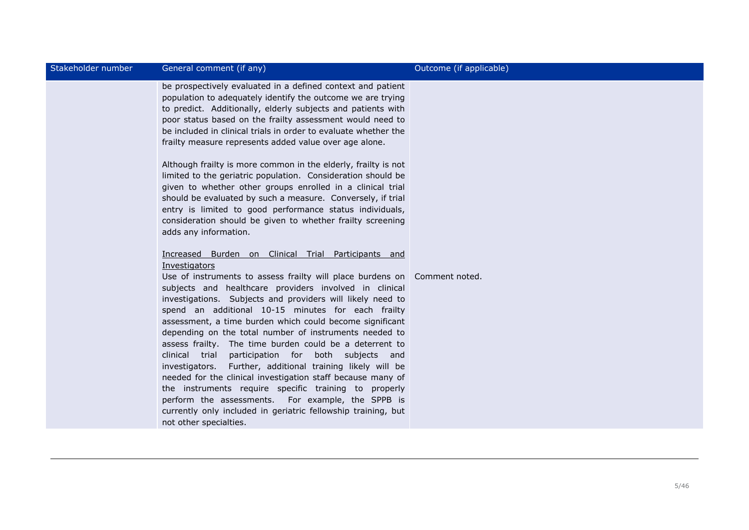| Stakeholder number | General comment (if any) | Outcome (if applicable) |
| --- | --- | --- |
| | be prospectively evaluated in a defined context and patient population to adequately identify the outcome we are trying to predict. Additionally, elderly subjects and patients with poor status based on the frailty assessment would need to be included in clinical trials in order to evaluate whether the frailty measure represents added value over age alone.<br><br>Although frailty is more common in the elderly, frailty is not limited to the geriatric population. Consideration should be given to whether other groups enrolled in a clinical trial should be evaluated by such a measure. Conversely, if trial entry is limited to good performance status individuals, consideration should be given to whether frailty screening adds any information.<br><br><u>Increased Burden on Clinical Trial Participants and Investigators</u><br>Use of instruments to assess frailty will place burdens on subjects and healthcare providers involved in clinical investigations. Subjects and providers will likely need to spend an additional 10-15 minutes for each frailty assessment, a time burden which could become significant depending on the total number of instruments needed to assess frailty. The time burden could be a deterrent to clinical trial participation for both subjects and investigators. Further, additional training likely will be needed for the clinical investigation staff because many of the instruments require specific training to properly perform the assessments. For example, the SPPB is currently only included in geriatric fellowship training, but not other specialties. | Comment noted. |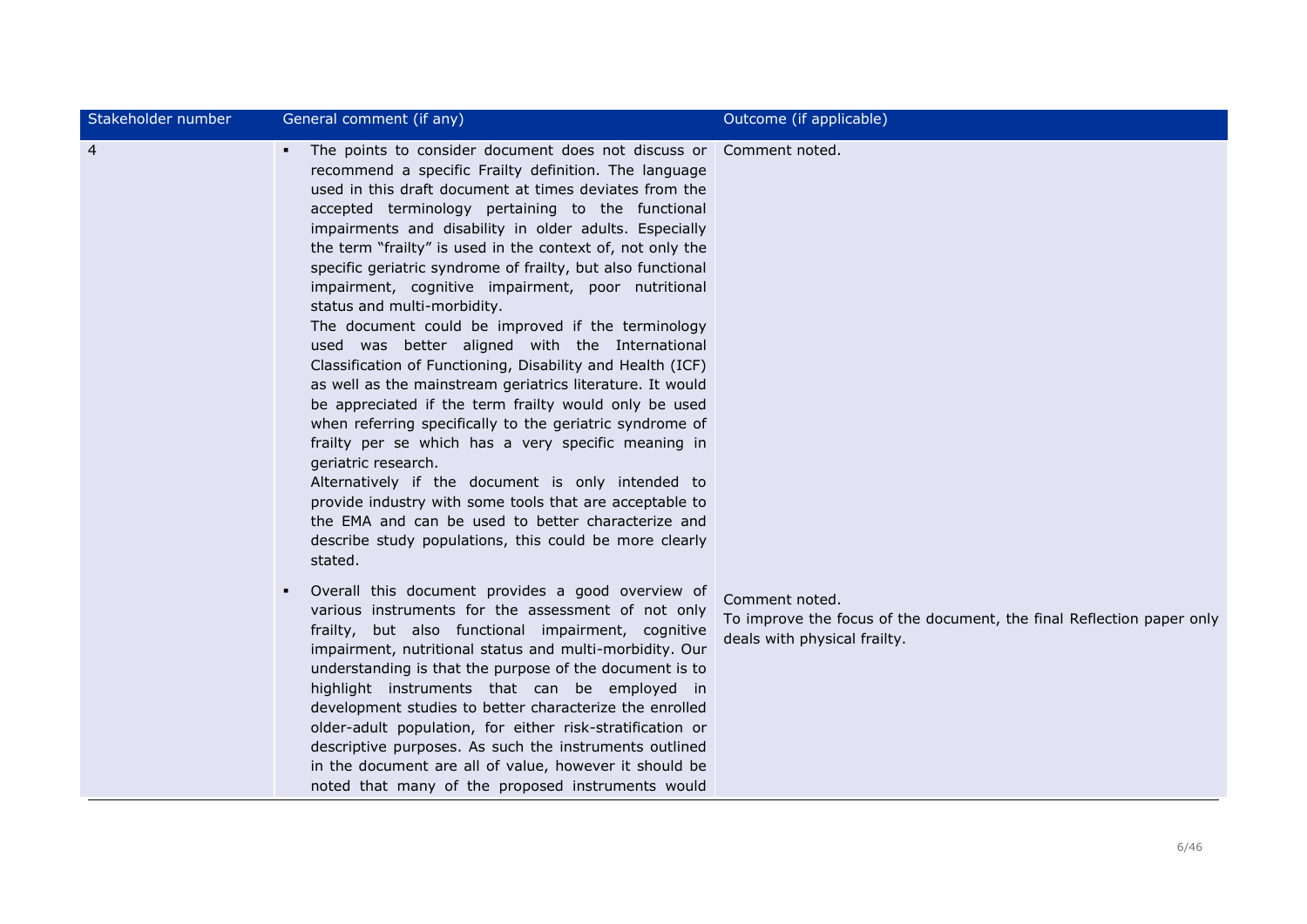| Stakeholder number | General comment (if any) | Outcome (if applicable) |
|---|---|---|
| 4 | ▪ The points to consider document does not discuss or recommend a specific Frailty definition. The language used in this draft document at times deviates from the accepted terminology pertaining to the functional impairments and disability in older adults. Especially the term "frailty" is used in the context of, not only the specific geriatric syndrome of frailty, but also functional impairment, cognitive impairment, poor nutritional status and multi-morbidity.<br>The document could be improved if the terminology used was better aligned with the International Classification of Functioning, Disability and Health (ICF) as well as the mainstream geriatrics literature. It would be appreciated if the term frailty would only be used when referring specifically to the geriatric syndrome of frailty per se which has a very specific meaning in geriatric research.<br>Alternatively if the document is only intended to provide industry with some tools that are acceptable to the EMA and can be used to better characterize and describe study populations, this could be more clearly stated. | Comment noted. |
| | ▪ Overall this document provides a good overview of various instruments for the assessment of not only frailty, but also functional impairment, cognitive impairment, nutritional status and multi-morbidity. Our understanding is that the purpose of the document is to highlight instruments that can be employed in development studies to better characterize the enrolled older-adult population, for either risk-stratification or descriptive purposes. As such the instruments outlined in the document are all of value, however it should be noted that many of the proposed instruments would | Comment noted.<br>To improve the focus of the document, the final Reflection paper only deals with physical frailty. |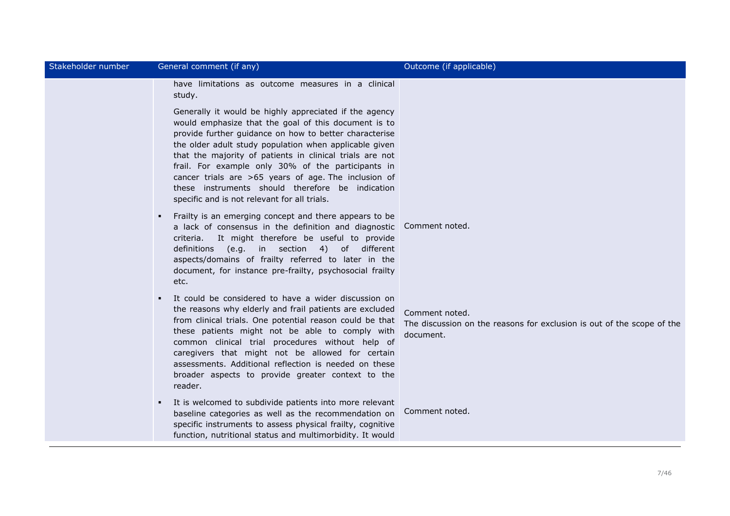| Stakeholder number | General comment (if any) | Outcome (if applicable) |
|---|---|---|
| | have limitations as outcome measures in a clinical study.<br><br>Generally it would be highly appreciated if the agency would emphasize that the goal of this document is to provide further guidance on how to better characterise the older adult study population when applicable given that the majority of patients in clinical trials are not frail. For example only 30% of the participants in cancer trials are >65 years of age. The inclusion of these instruments should therefore be indication specific and is not relevant for all trials. | |
| | ▪ Frailty is an emerging concept and there appears to be a lack of consensus in the definition and diagnostic criteria. It might therefore be useful to provide definitions (e.g. in section 4) of different aspects/domains of frailty referred to later in the document, for instance pre-frailty, psychosocial frailty etc. | Comment noted. |
| | ▪ It could be considered to have a wider discussion on the reasons why elderly and frail patients are excluded from clinical trials. One potential reason could be that these patients might not be able to comply with common clinical trial procedures without help of caregivers that might not be allowed for certain assessments. Additional reflection is needed on these broader aspects to provide greater context to the reader. | Comment noted.<br>The discussion on the reasons for exclusion is out of the scope of the document. |
| | ▪ It is welcomed to subdivide patients into more relevant baseline categories as well as the recommendation on specific instruments to assess physical frailty, cognitive function, nutritional status and multimorbidity. It would | Comment noted. |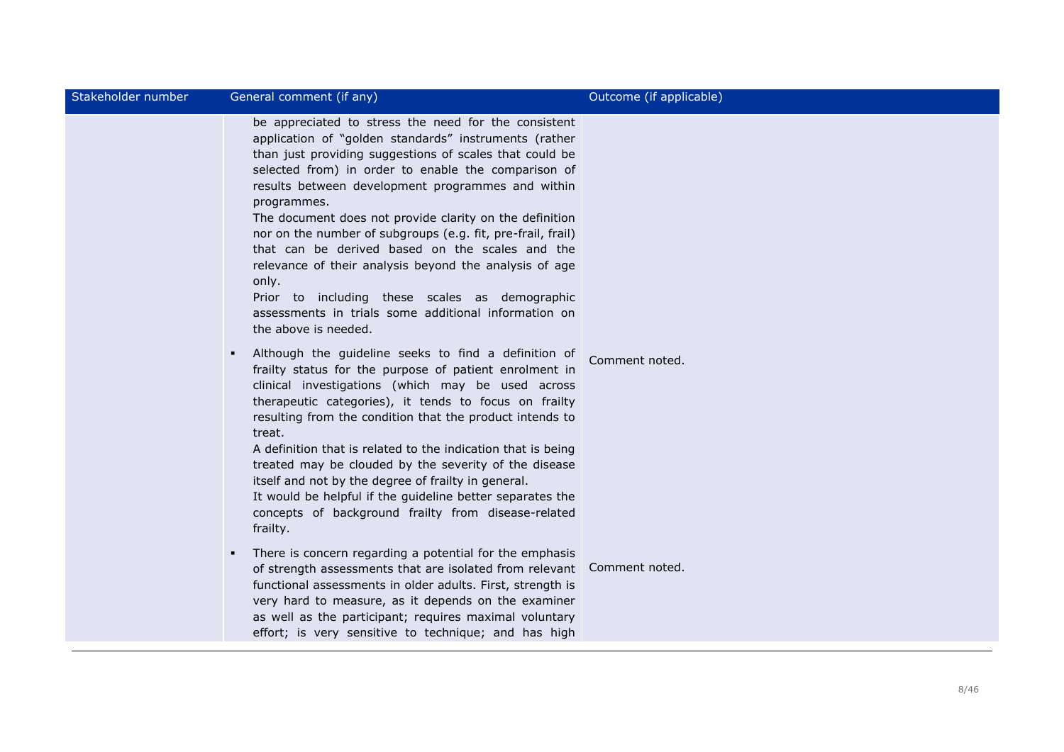| Stakeholder number | General comment (if any) | Outcome (if applicable) |
| --- | --- | --- |
| | be appreciated to stress the need for the consistent application of "golden standards" instruments (rather than just providing suggestions of scales that could be selected from) in order to enable the comparison of results between development programmes and within programmes.<br>The document does not provide clarity on the definition nor on the number of subgroups (e.g. fit, pre-frail, frail) that can be derived based on the scales and the relevance of their analysis beyond the analysis of age only.<br>Prior to including these scales as demographic assessments in trials some additional information on the above is needed. | |
| | ▪ Although the guideline seeks to find a definition of frailty status for the purpose of patient enrolment in clinical investigations (which may be used across therapeutic categories), it tends to focus on frailty resulting from the condition that the product intends to treat.<br>A definition that is related to the indication that is being treated may be clouded by the severity of the disease itself and not by the degree of frailty in general.<br>It would be helpful if the guideline better separates the concepts of background frailty from disease-related frailty. | Comment noted. |
| | ▪ There is concern regarding a potential for the emphasis of strength assessments that are isolated from relevant functional assessments in older adults. First, strength is very hard to measure, as it depends on the examiner as well as the participant; requires maximal voluntary effort; is very sensitive to technique; and has high | Comment noted. |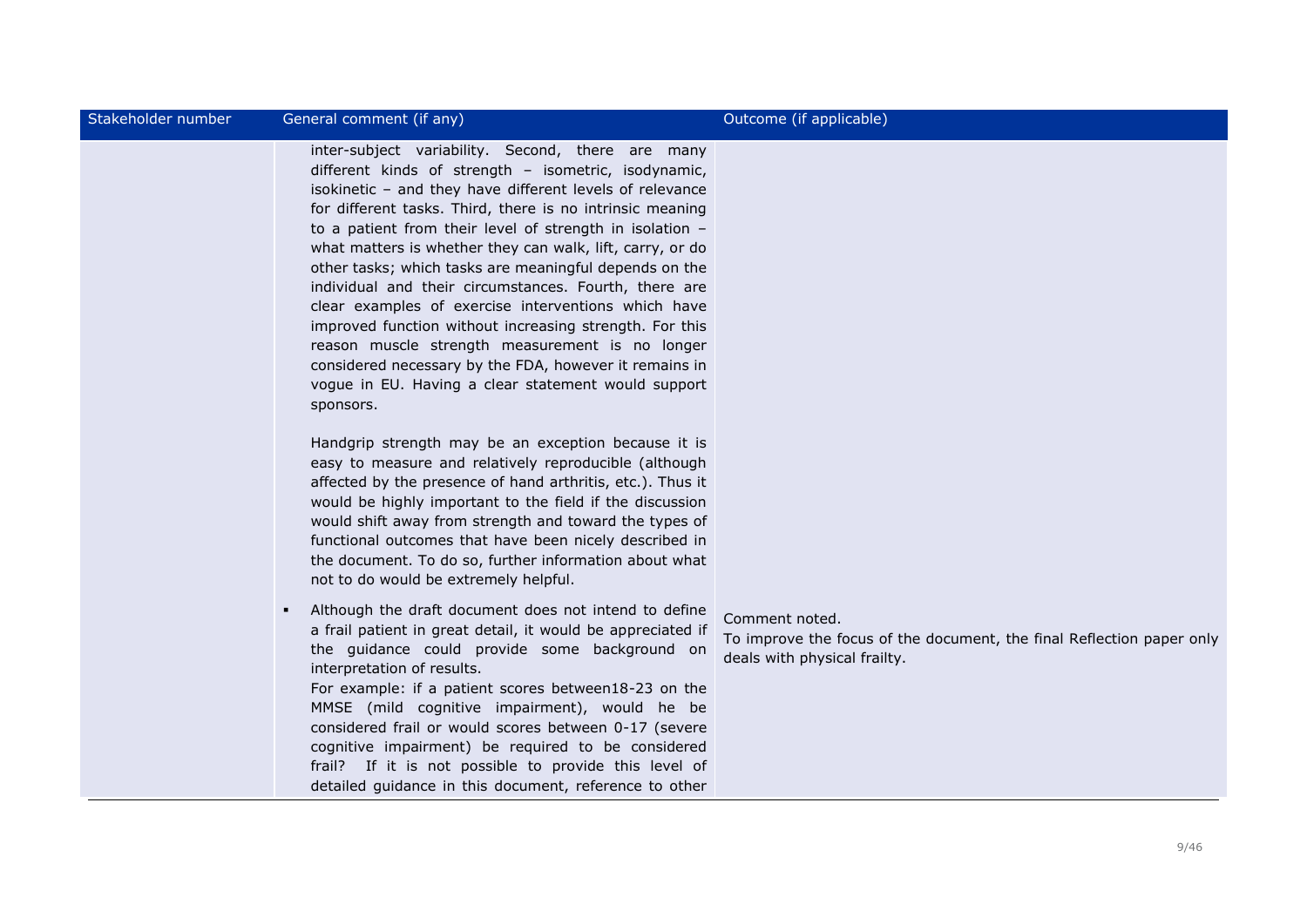| Stakeholder number | General comment (if any) | Outcome (if applicable) |
| --- | --- | --- |
| | inter-subject variability. Second, there are many different kinds of strength – isometric, isodynamic, isokinetic – and they have different levels of relevance for different tasks. Third, there is no intrinsic meaning to a patient from their level of strength in isolation – what matters is whether they can walk, lift, carry, or do other tasks; which tasks are meaningful depends on the individual and their circumstances. Fourth, there are clear examples of exercise interventions which have improved function without increasing strength. For this reason muscle strength measurement is no longer considered necessary by the FDA, however it remains in vogue in EU. Having a clear statement would support sponsors.<br><br>Handgrip strength may be an exception because it is easy to measure and relatively reproducible (although affected by the presence of hand arthritis, etc.). Thus it would be highly important to the field if the discussion would shift away from strength and toward the types of functional outcomes that have been nicely described in the document. To do so, further information about what not to do would be extremely helpful. | |
| | ▪ Although the draft document does not intend to define a frail patient in great detail, it would be appreciated if the guidance could provide some background on interpretation of results.<br>For example: if a patient scores between18-23 on the MMSE (mild cognitive impairment), would he be considered frail or would scores between 0-17 (severe cognitive impairment) be required to be considered frail? If it is not possible to provide this level of detailed guidance in this document, reference to other | Comment noted.<br>To improve the focus of the document, the final Reflection paper only deals with physical frailty. |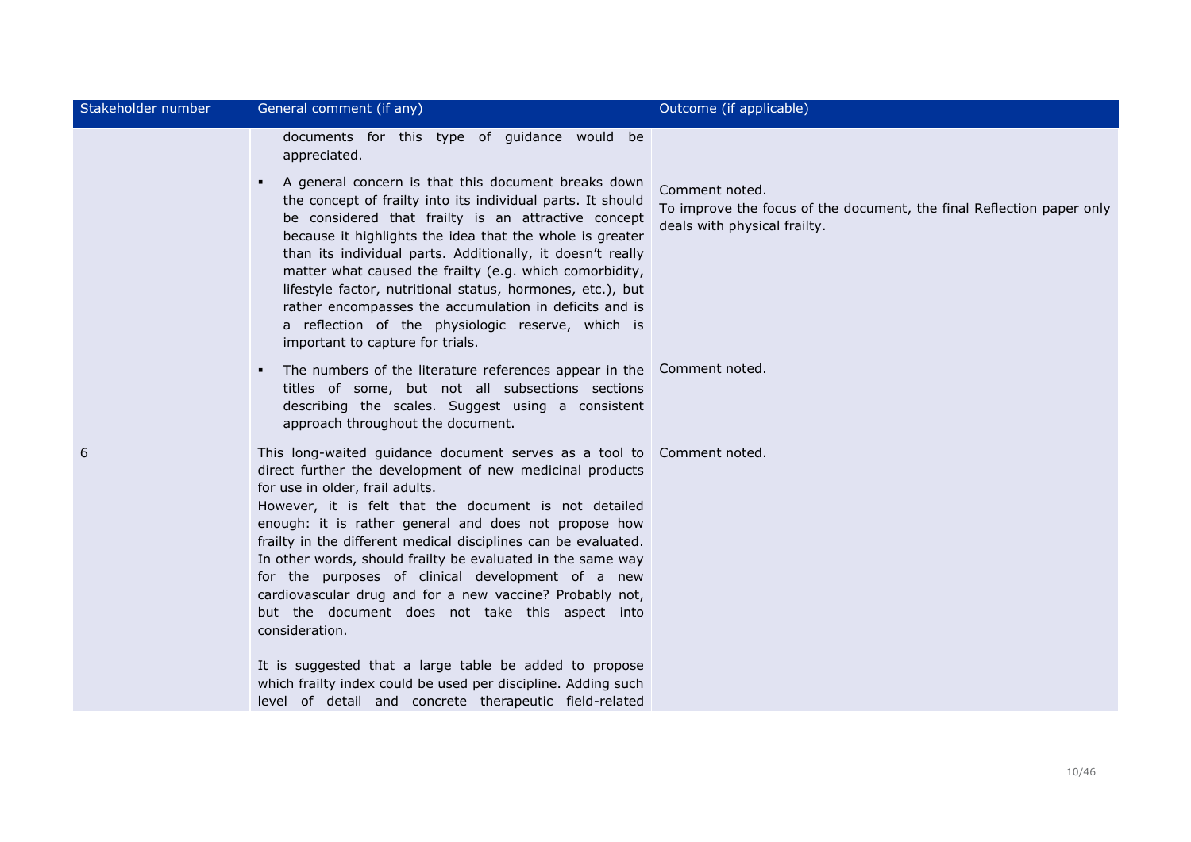| Stakeholder number | General comment (if any) | Outcome (if applicable) |
|---|---|---|
| | documents for this type of guidance would be appreciated. | |
| | ▪ A general concern is that this document breaks down the concept of frailty into its individual parts. It should be considered that frailty is an attractive concept because it highlights the idea that the whole is greater than its individual parts. Additionally, it doesn't really matter what caused the frailty (e.g. which comorbidity, lifestyle factor, nutritional status, hormones, etc.), but rather encompasses the accumulation in deficits and is a reflection of the physiologic reserve, which is important to capture for trials. | Comment noted.<br>To improve the focus of the document, the final Reflection paper only deals with physical frailty. |
| | ▪ The numbers of the literature references appear in the titles of some, but not all subsections sections describing the scales. Suggest using a consistent approach throughout the document. | Comment noted. |
| 6 | This long-waited guidance document serves as a tool to direct further the development of new medicinal products for use in older, frail adults.<br>However, it is felt that the document is not detailed enough: it is rather general and does not propose how frailty in the different medical disciplines can be evaluated. In other words, should frailty be evaluated in the same way for the purposes of clinical development of a new cardiovascular drug and for a new vaccine? Probably not, but the document does not take this aspect into consideration.<br><br>It is suggested that a large table be added to propose which frailty index could be used per discipline. Adding such level of detail and concrete therapeutic field-related | Comment noted. |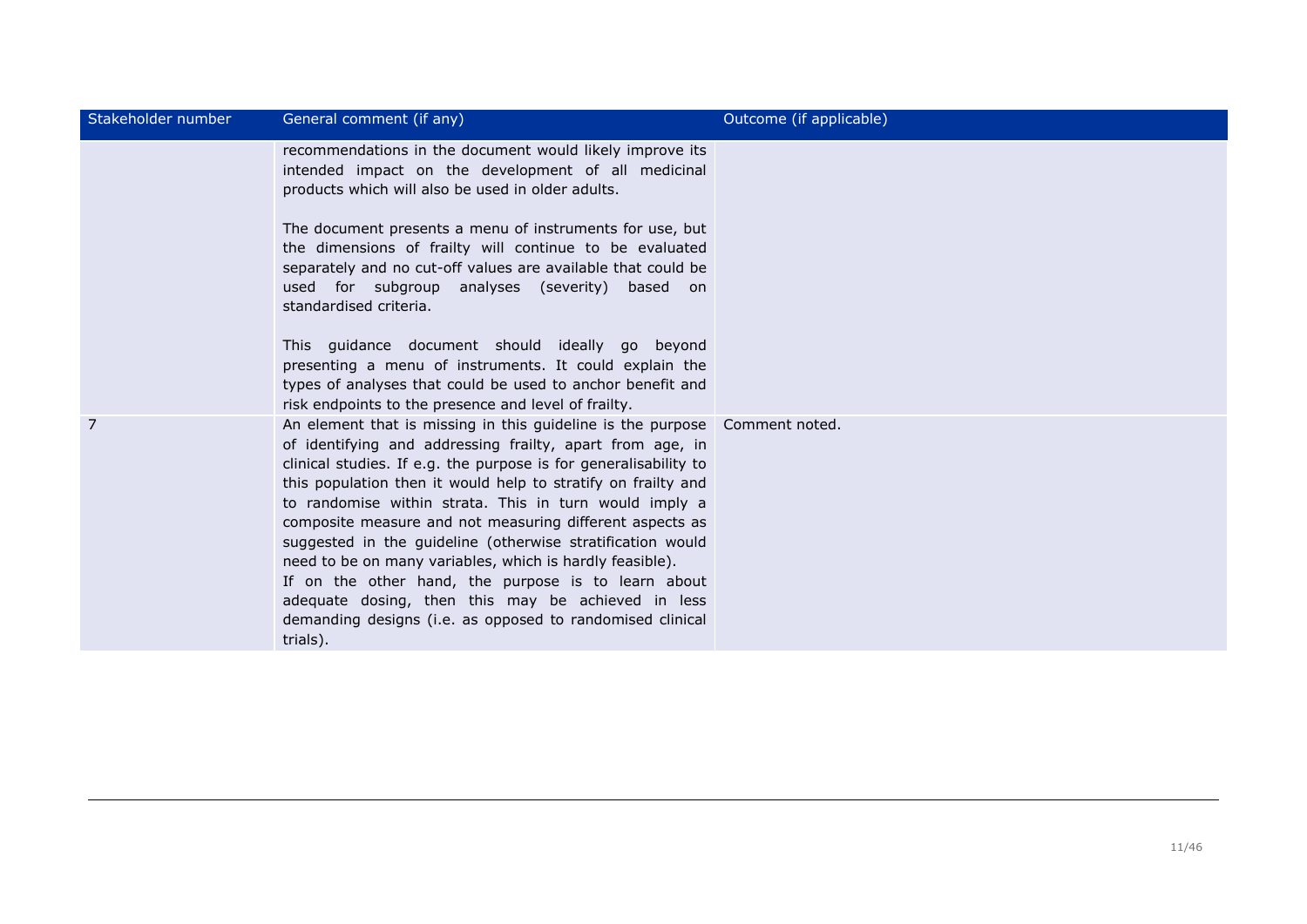| Stakeholder number | General comment (if any) | Outcome (if applicable) |
| --- | --- | --- |
| | recommendations in the document would likely improve its intended impact on the development of all medicinal products which will also be used in older adults.<br><br>The document presents a menu of instruments for use, but the dimensions of frailty will continue to be evaluated separately and no cut-off values are available that could be used for subgroup analyses (severity) based on standardised criteria.<br><br>This guidance document should ideally go beyond presenting a menu of instruments. It could explain the types of analyses that could be used to anchor benefit and risk endpoints to the presence and level of frailty. | |
| 7 | An element that is missing in this guideline is the purpose of identifying and addressing frailty, apart from age, in clinical studies. If e.g. the purpose is for generalisability to this population then it would help to stratify on frailty and to randomise within strata. This in turn would imply a composite measure and not measuring different aspects as suggested in the guideline (otherwise stratification would need to be on many variables, which is hardly feasible).<br>If on the other hand, the purpose is to learn about adequate dosing, then this may be achieved in less demanding designs (i.e. as opposed to randomised clinical trials). | Comment noted. |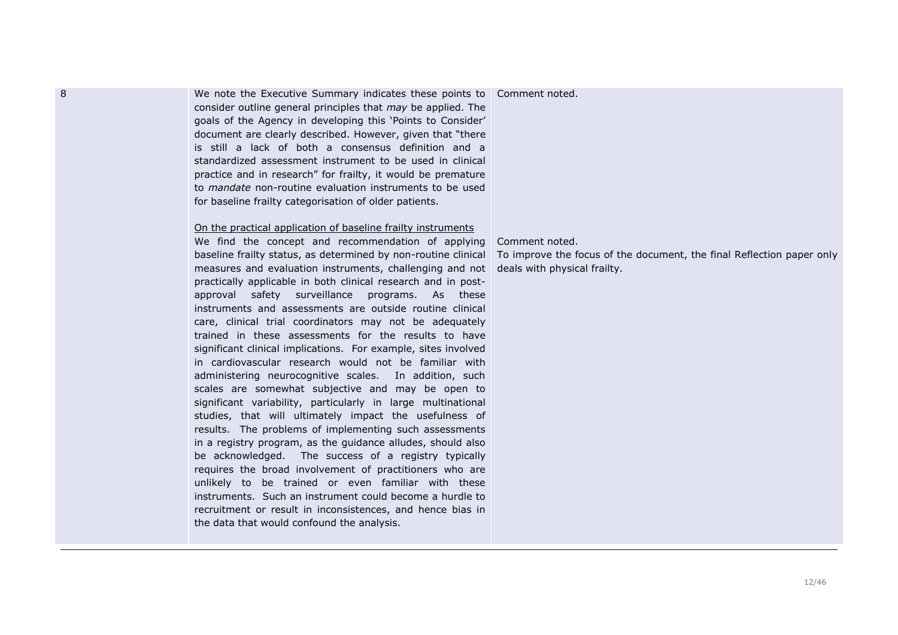| | | |
|---|---|---|
| 8 | We note the Executive Summary indicates these points to consider outline general principles that *may* be applied. The goals of the Agency in developing this 'Points to Consider' document are clearly described. However, given that "there is still a lack of both a consensus definition and a standardized assessment instrument to be used in clinical practice and in research" for frailty, it would be premature to *mandate* non-routine evaluation instruments to be used for baseline frailty categorisation of older patients.<br><br><u>On the practical application of baseline frailty instruments</u><br>We find the concept and recommendation of applying baseline frailty status, as determined by non-routine clinical measures and evaluation instruments, challenging and not practically applicable in both clinical research and in post-approval safety surveillance programs. As these instruments and assessments are outside routine clinical care, clinical trial coordinators may not be adequately trained in these assessments for the results to have significant clinical implications. For example, sites involved in cardiovascular research would not be familiar with administering neurocognitive scales. In addition, such scales are somewhat subjective and may be open to significant variability, particularly in large multinational studies, that will ultimately impact the usefulness of results. The problems of implementing such assessments in a registry program, as the guidance alludes, should also be acknowledged. The success of a registry typically requires the broad involvement of practitioners who are unlikely to be trained or even familiar with these instruments. Such an instrument could become a hurdle to recruitment or result in inconsistences, and hence bias in the data that would confound the analysis. | Comment noted.<br><br><br><br><br><br><br><br><br>Comment noted.<br>To improve the focus of the document, the final Reflection paper only deals with physical frailty. |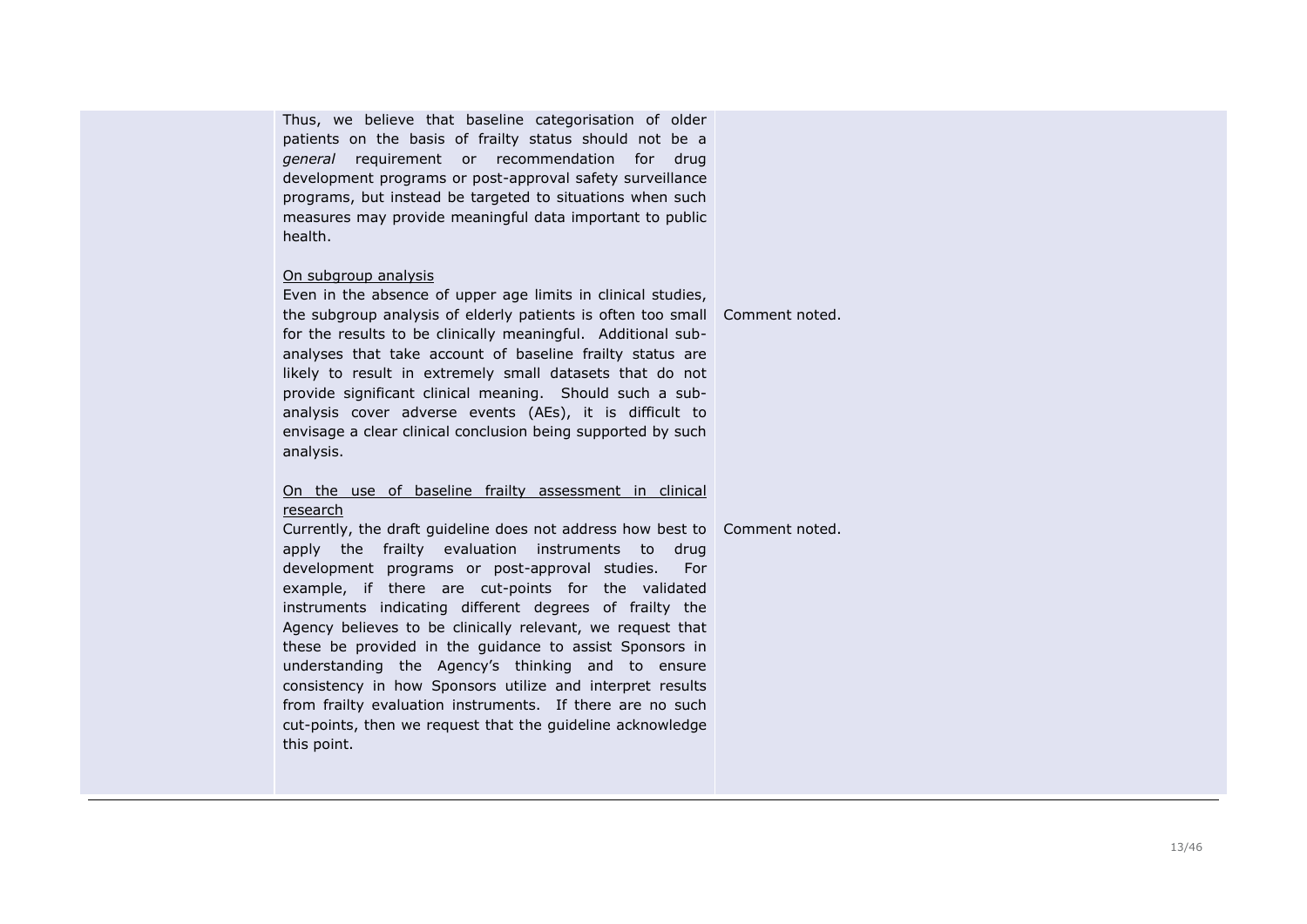| | | |
|---|---|---|
| | Thus, we believe that baseline categorisation of older patients on the basis of frailty status should not be a *general* requirement or recommendation for drug development programs or post-approval safety surveillance programs, but instead be targeted to situations when such measures may provide meaningful data important to public health. | |
| | On subgroup analysis<br>Even in the absence of upper age limits in clinical studies, the subgroup analysis of elderly patients is often too small for the results to be clinically meaningful. Additional sub-analyses that take account of baseline frailty status are likely to result in extremely small datasets that do not provide significant clinical meaning. Should such a sub-analysis cover adverse events (AEs), it is difficult to envisage a clear clinical conclusion being supported by such analysis. | Comment noted. |
| | On the use of baseline frailty assessment in clinical research<br>Currently, the draft guideline does not address how best to apply the frailty evaluation instruments to drug development programs or post-approval studies. For example, if there are cut-points for the validated instruments indicating different degrees of frailty the Agency believes to be clinically relevant, we request that these be provided in the guidance to assist Sponsors in understanding the Agency's thinking and to ensure consistency in how Sponsors utilize and interpret results from frailty evaluation instruments. If there are no such cut-points, then we request that the guideline acknowledge this point. | Comment noted. |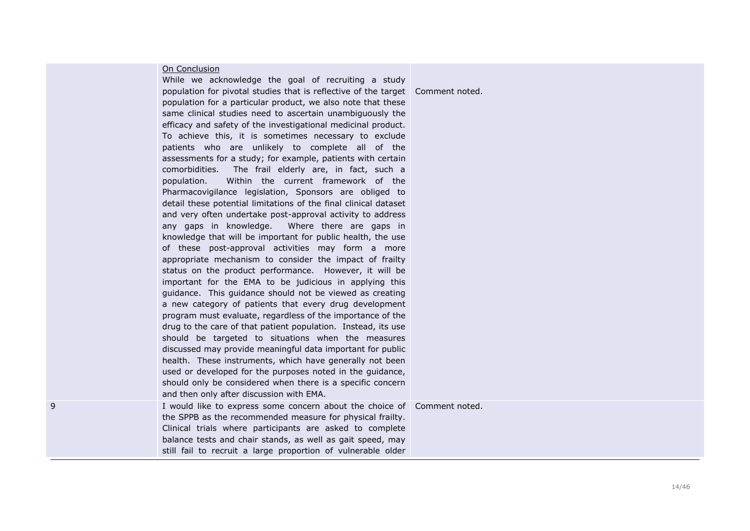| | | |
|---|---|---|
| | On Conclusion<br>While we acknowledge the goal of recruiting a study population for pivotal studies that is reflective of the target population for a particular product, we also note that these same clinical studies need to ascertain unambiguously the efficacy and safety of the investigational medicinal product. To achieve this, it is sometimes necessary to exclude patients who are unlikely to complete all of the assessments for a study; for example, patients with certain comorbidities. The frail elderly are, in fact, such a population. Within the current framework of the Pharmacovigilance legislation, Sponsors are obliged to detail these potential limitations of the final clinical dataset and very often undertake post-approval activity to address any gaps in knowledge. Where there are gaps in knowledge that will be important for public health, the use of these post-approval activities may form a more appropriate mechanism to consider the impact of frailty status on the product performance. However, it will be important for the EMA to be judicious in applying this guidance. This guidance should not be viewed as creating a new category of patients that every drug development program must evaluate, regardless of the importance of the drug to the care of that patient population. Instead, its use should be targeted to situations when the measures discussed may provide meaningful data important for public health. These instruments, which have generally not been used or developed for the purposes noted in the guidance, should only be considered when there is a specific concern and then only after discussion with EMA. | Comment noted. |
| 9 | I would like to express some concern about the choice of the SPPB as the recommended measure for physical frailty. Clinical trials where participants are asked to complete balance tests and chair stands, as well as gait speed, may still fail to recruit a large proportion of vulnerable older | Comment noted. |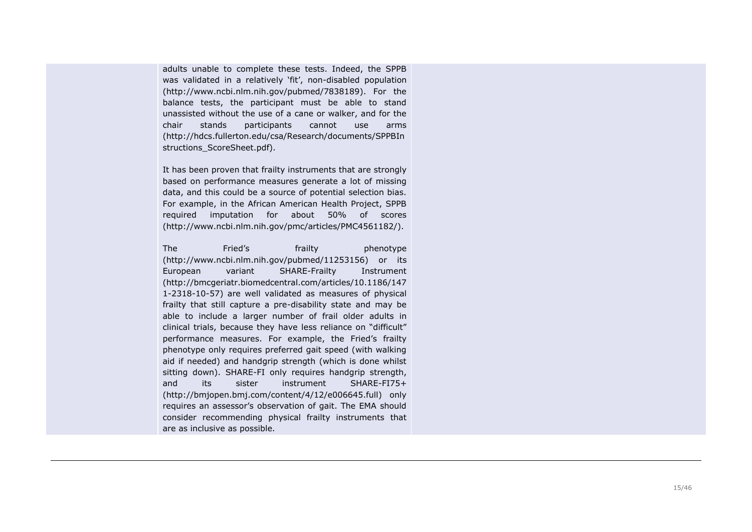adults unable to complete these tests. Indeed, the SPPB was validated in a relatively 'fit', non-disabled population (http://www.ncbi.nlm.nih.gov/pubmed/7838189). For the balance tests, the participant must be able to stand unassisted without the use of a cane or walker, and for the chair stands participants cannot use arms (http://hdcs.fullerton.edu/csa/Research/documents/SPPBInstructions_ScoreSheet.pdf).

It has been proven that frailty instruments that are strongly based on performance measures generate a lot of missing data, and this could be a source of potential selection bias. For example, in the African American Health Project, SPPB required imputation for about 50% of scores (http://www.ncbi.nlm.nih.gov/pmc/articles/PMC4561182/).

The Fried's frailty phenotype (http://www.ncbi.nlm.nih.gov/pubmed/11253156) or its European variant SHARE-Frailty Instrument (http://bmcgeriatr.biomedcentral.com/articles/10.1186/1471-2318-10-57) are well validated as measures of physical frailty that still capture a pre-disability state and may be able to include a larger number of frail older adults in clinical trials, because they have less reliance on "difficult" performance measures. For example, the Fried's frailty phenotype only requires preferred gait speed (with walking aid if needed) and handgrip strength (which is done whilst sitting down). SHARE-FI only requires handgrip strength, and its sister instrument SHARE-FI75+ (http://bmjopen.bmj.com/content/4/12/e006645.full) only requires an assessor's observation of gait. The EMA should consider recommending physical frailty instruments that are as inclusive as possible.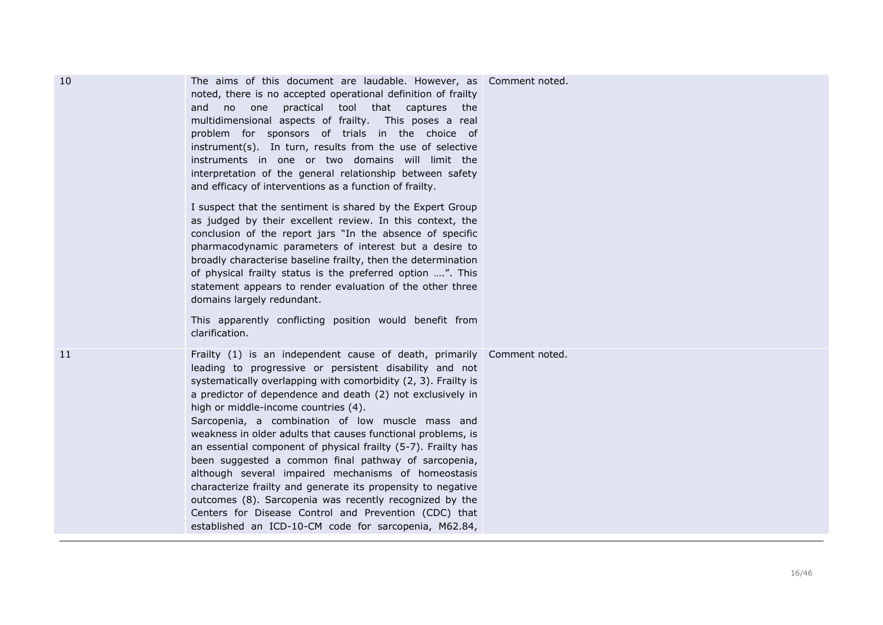| | | |
|---|---|---|
| 10 | The aims of this document are laudable. However, as noted, there is no accepted operational definition of frailty and no one practical tool that captures the multidimensional aspects of frailty. This poses a real problem for sponsors of trials in the choice of instrument(s). In turn, results from the use of selective instruments in one or two domains will limit the interpretation of the general relationship between safety and efficacy of interventions as a function of frailty.<br><br>I suspect that the sentiment is shared by the Expert Group as judged by their excellent review. In this context, the conclusion of the report jars "In the absence of specific pharmacodynamic parameters of interest but a desire to broadly characterise baseline frailty, then the determination of physical frailty status is the preferred option ….". This statement appears to render evaluation of the other three domains largely redundant.<br><br>This apparently conflicting position would benefit from clarification. | Comment noted. |
| 11 | Frailty (1) is an independent cause of death, primarily leading to progressive or persistent disability and not systematically overlapping with comorbidity (2, 3). Frailty is a predictor of dependence and death (2) not exclusively in high or middle-income countries (4).<br>Sarcopenia, a combination of low muscle mass and weakness in older adults that causes functional problems, is an essential component of physical frailty (5-7). Frailty has been suggested a common final pathway of sarcopenia, although several impaired mechanisms of homeostasis characterize frailty and generate its propensity to negative outcomes (8). Sarcopenia was recently recognized by the Centers for Disease Control and Prevention (CDC) that established an ICD-10-CM code for sarcopenia, M62.84, | Comment noted. |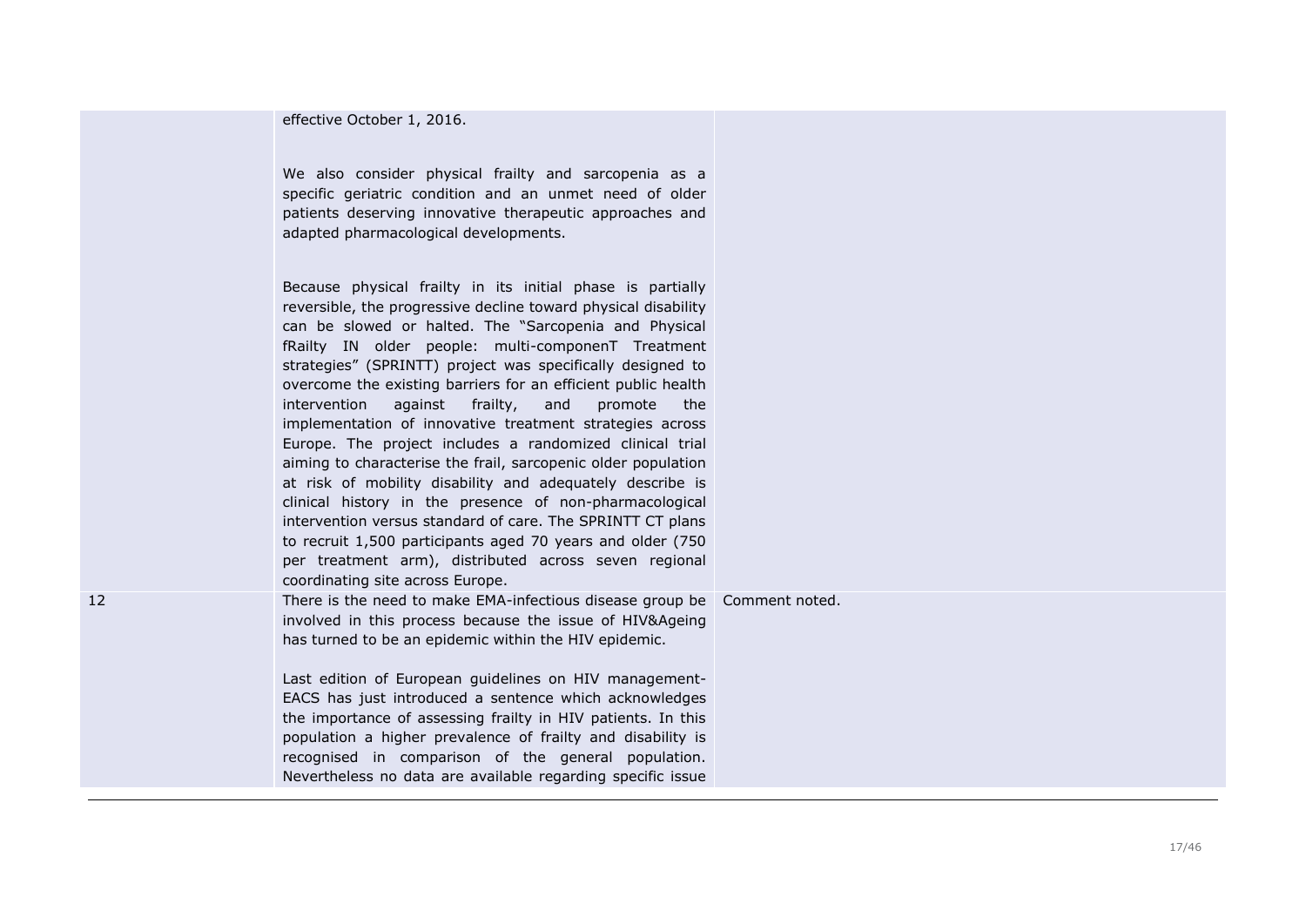| | | |
|---|---|---|
| | effective October 1, 2016.<br><br>We also consider physical frailty and sarcopenia as a specific geriatric condition and an unmet need of older patients deserving innovative therapeutic approaches and adapted pharmacological developments.<br><br>Because physical frailty in its initial phase is partially reversible, the progressive decline toward physical disability can be slowed or halted. The "Sarcopenia and Physical fRailty IN older people: multi-componenT Treatment strategies" (SPRINTT) project was specifically designed to overcome the existing barriers for an efficient public health intervention against frailty, and promote the implementation of innovative treatment strategies across Europe. The project includes a randomized clinical trial aiming to characterise the frail, sarcopenic older population at risk of mobility disability and adequately describe is clinical history in the presence of non-pharmacological intervention versus standard of care. The SPRINTT CT plans to recruit 1,500 participants aged 70 years and older (750 per treatment arm), distributed across seven regional coordinating site across Europe. | |
| 12 | There is the need to make EMA-infectious disease group be involved in this process because the issue of HIV&Ageing has turned to be an epidemic within the HIV epidemic.<br><br>Last edition of European guidelines on HIV management-EACS has just introduced a sentence which acknowledges the importance of assessing frailty in HIV patients. In this population a higher prevalence of frailty and disability is recognised in comparison of the general population. Nevertheless no data are available regarding specific issue | Comment noted. |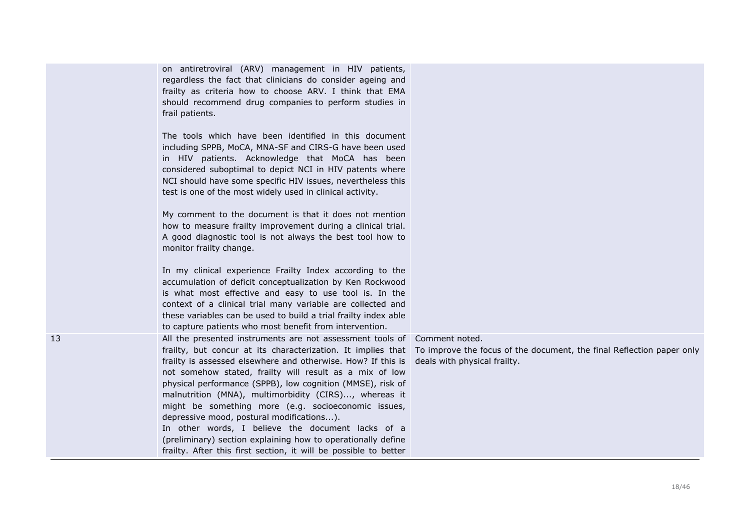| | | |
|---|---|---|
| | on antiretroviral (ARV) management in HIV patients, regardless the fact that clinicians do consider ageing and frailty as criteria how to choose ARV. I think that EMA should recommend drug companies to perform studies in frail patients.<br><br>The tools which have been identified in this document including SPPB, MoCA, MNA-SF and CIRS-G have been used in HIV patients. Acknowledge that MoCA has been considered suboptimal to depict NCI in HIV patents where NCI should have some specific HIV issues, nevertheless this test is one of the most widely used in clinical activity.<br><br>My comment to the document is that it does not mention how to measure frailty improvement during a clinical trial. A good diagnostic tool is not always the best tool how to monitor frailty change.<br><br>In my clinical experience Frailty Index according to the accumulation of deficit conceptualization by Ken Rockwood is what most effective and easy to use tool is. In the context of a clinical trial many variable are collected and these variables can be used to build a trial frailty index able to capture patients who most benefit from intervention. | |
| 13 | All the presented instruments are not assessment tools of frailty, but concur at its characterization. It implies that frailty is assessed elsewhere and otherwise. How? If this is not somehow stated, frailty will result as a mix of low physical performance (SPPB), low cognition (MMSE), risk of malnutrition (MNA), multimorbidity (CIRS)..., whereas it might be something more (e.g. socioeconomic issues, depressive mood, postural modifications...).<br>In other words, I believe the document lacks of a (preliminary) section explaining how to operationally define frailty. After this first section, it will be possible to better | Comment noted.<br>To improve the focus of the document, the final Reflection paper only deals with physical frailty. |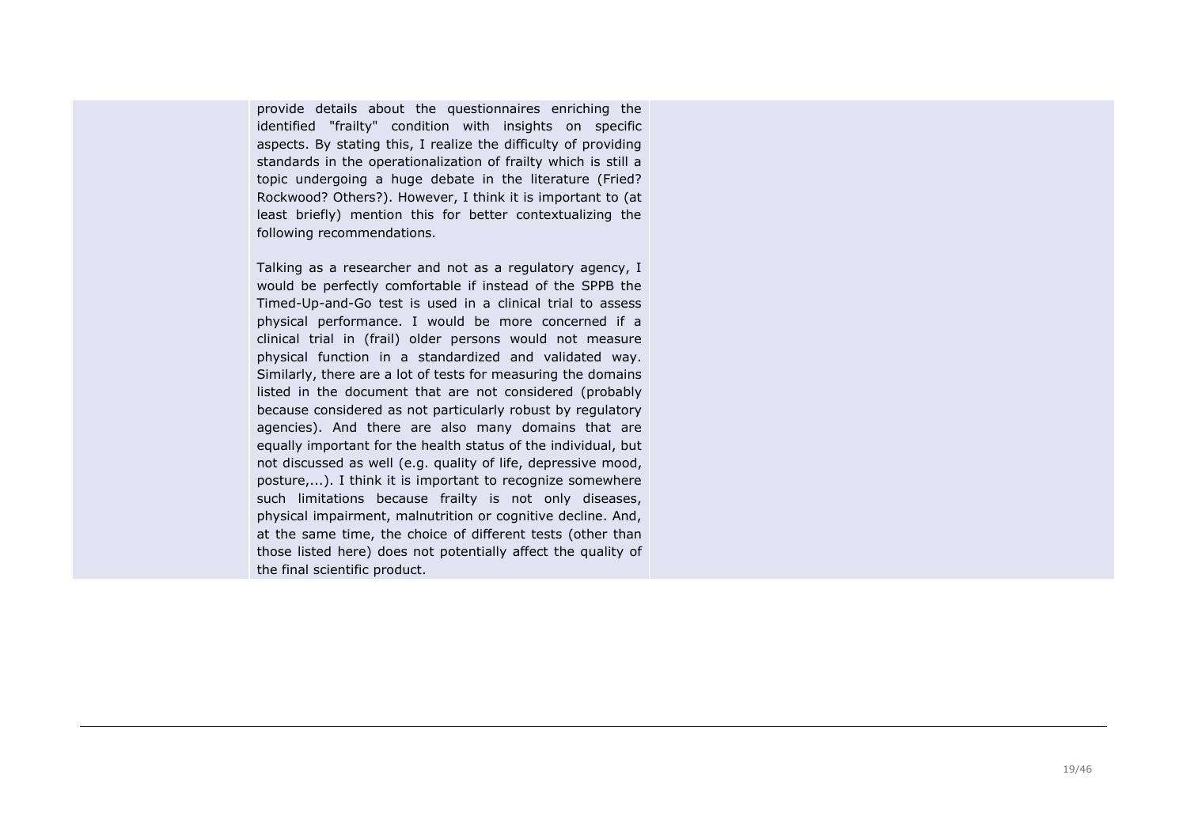| | | |
|---|---|---|
| | provide details about the questionnaires enriching the identified "frailty" condition with insights on specific aspects. By stating this, I realize the difficulty of providing standards in the operationalization of frailty which is still a topic undergoing a huge debate in the literature (Fried? Rockwood? Others?). However, I think it is important to (at least briefly) mention this for better contextualizing the following recommendations.<br><br>Talking as a researcher and not as a regulatory agency, I would be perfectly comfortable if instead of the SPPB the Timed-Up-and-Go test is used in a clinical trial to assess physical performance. I would be more concerned if a clinical trial in (frail) older persons would not measure physical function in a standardized and validated way. Similarly, there are a lot of tests for measuring the domains listed in the document that are not considered (probably because considered as not particularly robust by regulatory agencies). And there are also many domains that are equally important for the health status of the individual, but not discussed as well (e.g. quality of life, depressive mood, posture,...). I think it is important to recognize somewhere such limitations because frailty is not only diseases, physical impairment, malnutrition or cognitive decline. And, at the same time, the choice of different tests (other than those listed here) does not potentially affect the quality of the final scientific product. | |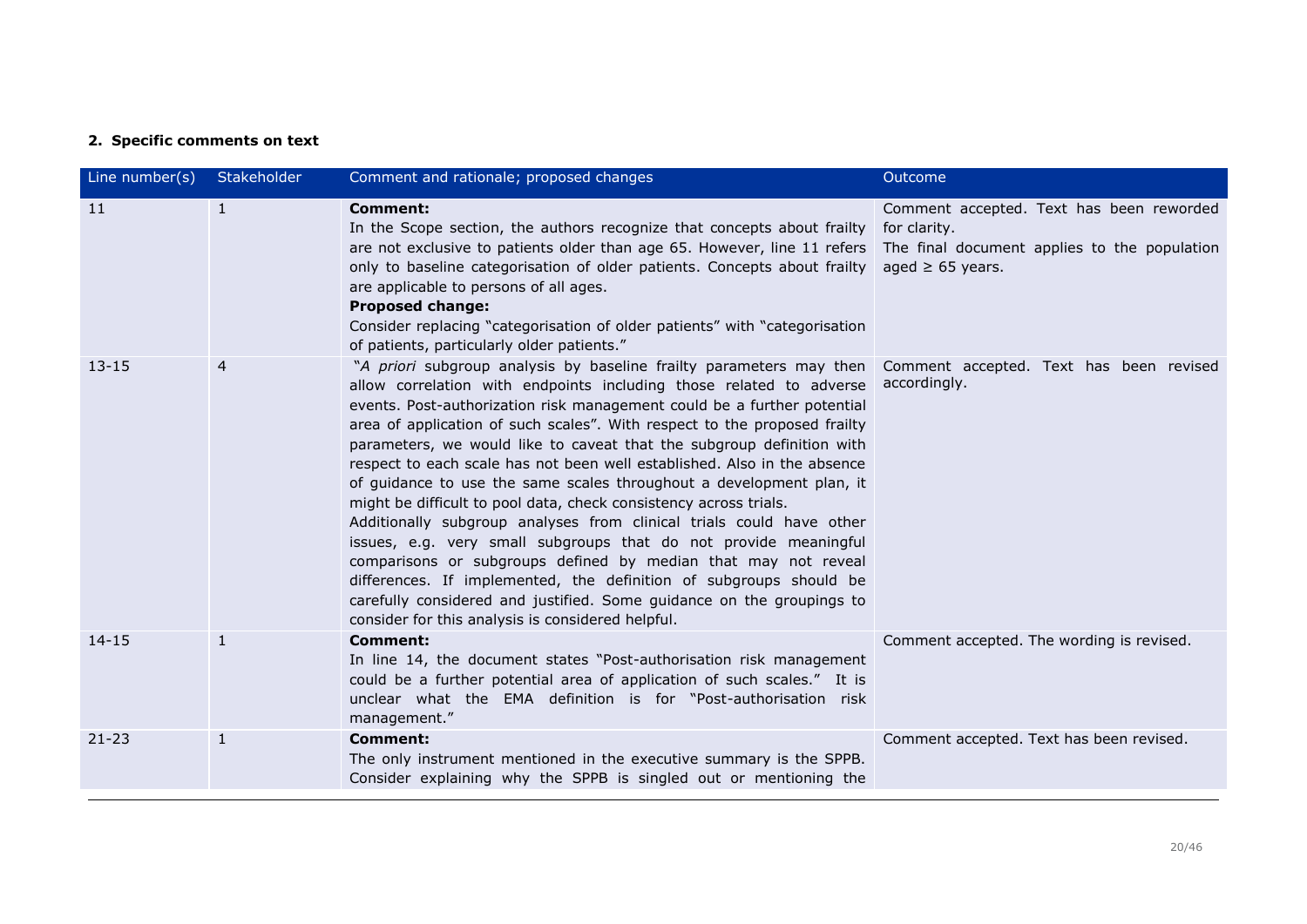## 2. Specific comments on text

| Line number(s) | Stakeholder | Comment and rationale; proposed changes | Outcome |
| --- | --- | --- | --- |
| 11 | 1 | **Comment:**<br>In the Scope section, the authors recognize that concepts about frailty are not exclusive to patients older than age 65. However, line 11 refers only to baseline categorisation of older patients. Concepts about frailty are applicable to persons of all ages.<br>**Proposed change:**<br>Consider replacing "categorisation of older patients" with "categorisation of patients, particularly older patients." | Comment accepted. Text has been reworded for clarity.<br>The final document applies to the population aged ≥ 65 years. |
| 13-15 | 4 | "*A priori* subgroup analysis by baseline frailty parameters may then allow correlation with endpoints including those related to adverse events. Post-authorization risk management could be a further potential area of application of such scales". With respect to the proposed frailty parameters, we would like to caveat that the subgroup definition with respect to each scale has not been well established. Also in the absence of guidance to use the same scales throughout a development plan, it might be difficult to pool data, check consistency across trials.<br>Additionally subgroup analyses from clinical trials could have other issues, e.g. very small subgroups that do not provide meaningful comparisons or subgroups defined by median that may not reveal differences. If implemented, the definition of subgroups should be carefully considered and justified. Some guidance on the groupings to consider for this analysis is considered helpful. | Comment accepted. Text has been revised accordingly. |
| 14-15 | 1 | **Comment:**<br>In line 14, the document states "Post-authorisation risk management could be a further potential area of application of such scales." It is unclear what the EMA definition is for "Post-authorisation risk management." | Comment accepted. The wording is revised. |
| 21-23 | 1 | **Comment:**<br>The only instrument mentioned in the executive summary is the SPPB. Consider explaining why the SPPB is singled out or mentioning the | Comment accepted. Text has been revised. |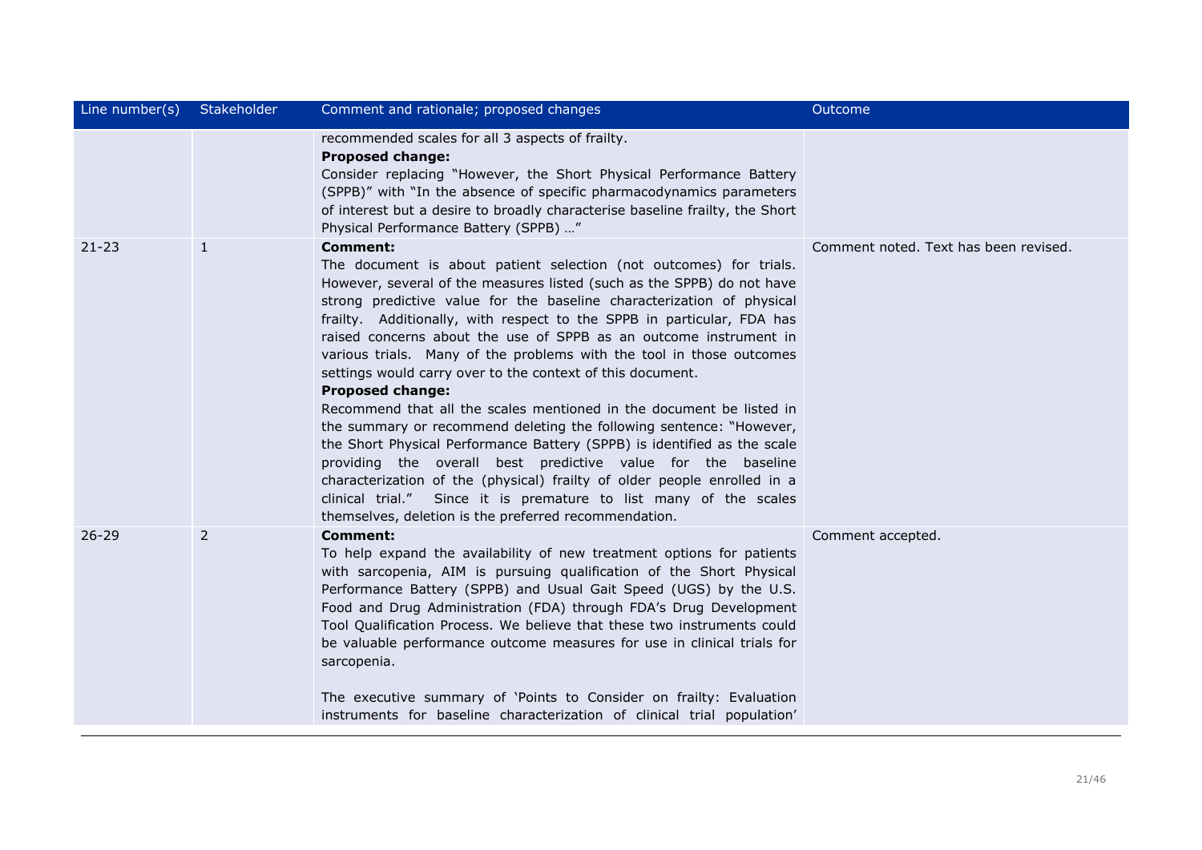| Line number(s) | Stakeholder | Comment and rationale; proposed changes | Outcome |
| --- | --- | --- | --- |
| | | recommended scales for all 3 aspects of frailty.<br>**Proposed change:**<br>Consider replacing "However, the Short Physical Performance Battery (SPPB)" with "In the absence of specific pharmacodynamics parameters of interest but a desire to broadly characterise baseline frailty, the Short Physical Performance Battery (SPPB) …" | |
| 21-23 | 1 | **Comment:**<br>The document is about patient selection (not outcomes) for trials. However, several of the measures listed (such as the SPPB) do not have strong predictive value for the baseline characterization of physical frailty. Additionally, with respect to the SPPB in particular, FDA has raised concerns about the use of SPPB as an outcome instrument in various trials. Many of the problems with the tool in those outcomes settings would carry over to the context of this document.<br>**Proposed change:**<br>Recommend that all the scales mentioned in the document be listed in the summary or recommend deleting the following sentence: "However, the Short Physical Performance Battery (SPPB) is identified as the scale providing the overall best predictive value for the baseline characterization of the (physical) frailty of older people enrolled in a clinical trial." Since it is premature to list many of the scales themselves, deletion is the preferred recommendation. | Comment noted. Text has been revised. |
| 26-29 | 2 | **Comment:**<br>To help expand the availability of new treatment options for patients with sarcopenia, AIM is pursuing qualification of the Short Physical Performance Battery (SPPB) and Usual Gait Speed (UGS) by the U.S. Food and Drug Administration (FDA) through FDA's Drug Development Tool Qualification Process. We believe that these two instruments could be valuable performance outcome measures for use in clinical trials for sarcopenia.<br><br>The executive summary of 'Points to Consider on frailty: Evaluation instruments for baseline characterization of clinical trial population' | Comment accepted. |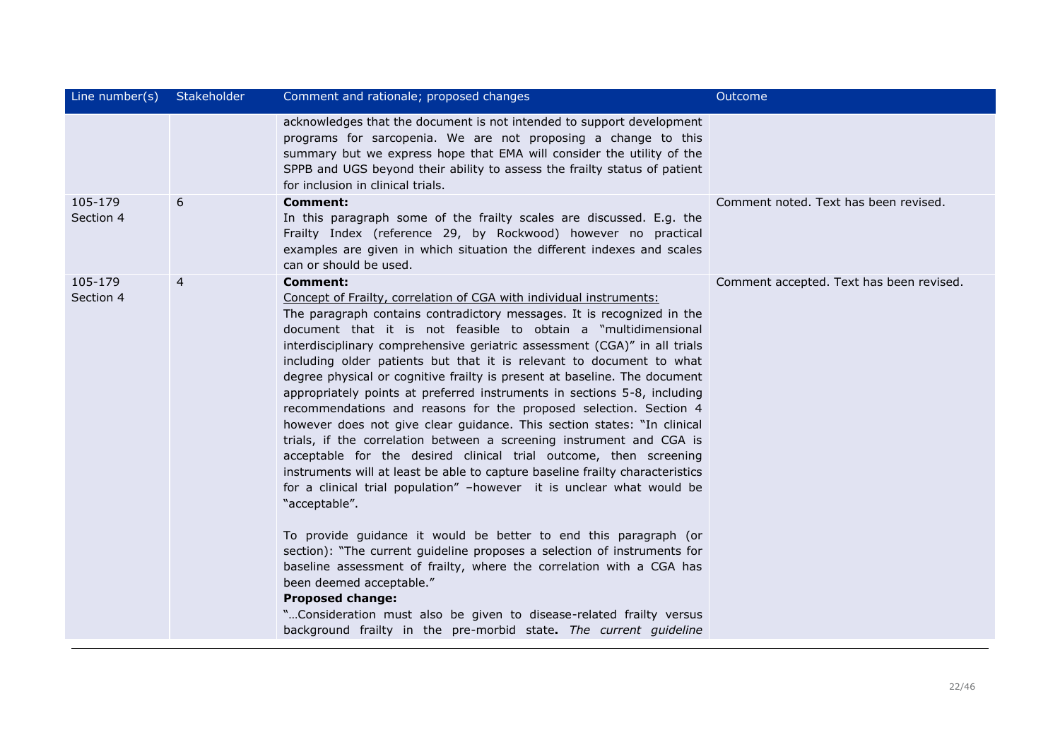| Line number(s) | Stakeholder | Comment and rationale; proposed changes | Outcome |
|---|---|---|---|
| | | acknowledges that the document is not intended to support development programs for sarcopenia. We are not proposing a change to this summary but we express hope that EMA will consider the utility of the SPPB and UGS beyond their ability to assess the frailty status of patient for inclusion in clinical trials. | |
| 105-179 Section 4 | 6 | **Comment:**<br>In this paragraph some of the frailty scales are discussed. E.g. the Frailty Index (reference 29, by Rockwood) however no practical examples are given in which situation the different indexes and scales can or should be used. | Comment noted. Text has been revised. |
| 105-179 Section 4 | 4 | **Comment:**<br>Concept of Frailty, correlation of CGA with individual instruments:<br>The paragraph contains contradictory messages. It is recognized in the document that it is not feasible to obtain a "multidimensional interdisciplinary comprehensive geriatric assessment (CGA)" in all trials including older patients but that it is relevant to document to what degree physical or cognitive frailty is present at baseline. The document appropriately points at preferred instruments in sections 5-8, including recommendations and reasons for the proposed selection. Section 4 however does not give clear guidance. This section states: "In clinical trials, if the correlation between a screening instrument and CGA is acceptable for the desired clinical trial outcome, then screening instruments will at least be able to capture baseline frailty characteristics for a clinical trial population" –however it is unclear what would be "acceptable".<br><br>To provide guidance it would be better to end this paragraph (or section): "The current guideline proposes a selection of instruments for baseline assessment of frailty, where the correlation with a CGA has been deemed acceptable."<br>**Proposed change:**<br>"…Consideration must also be given to disease-related frailty versus background frailty in the pre-morbid state**.** *The current guideline* | Comment accepted. Text has been revised. |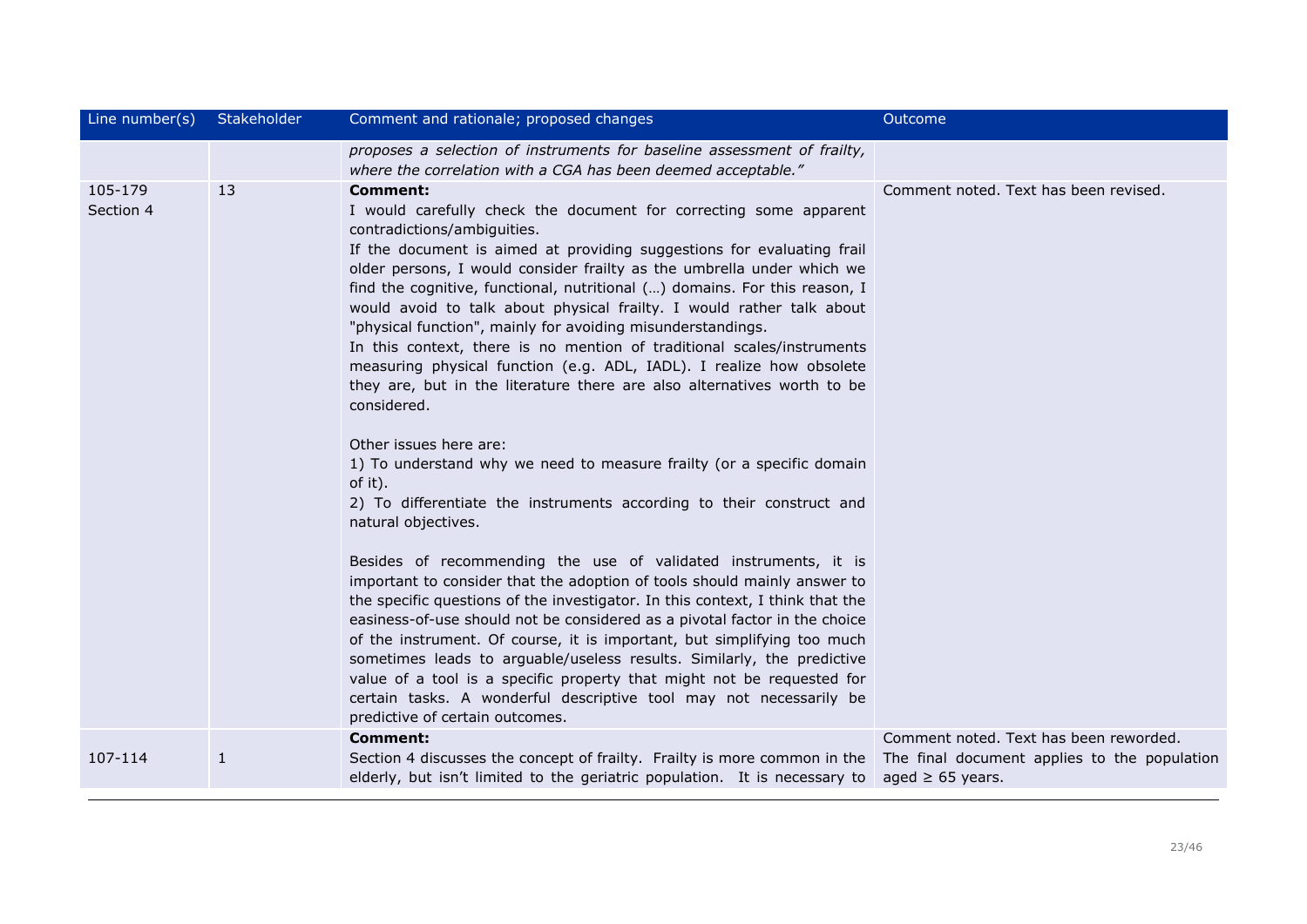| Line number(s) | Stakeholder | Comment and rationale; proposed changes | Outcome |
|---|---|---|---|
| | | *proposes a selection of instruments for baseline assessment of frailty, where the correlation with a CGA has been deemed acceptable."* | |
| 105-179<br>Section 4 | 13 | **Comment:**<br>I would carefully check the document for correcting some apparent contradictions/ambiguities.<br>If the document is aimed at providing suggestions for evaluating frail older persons, I would consider frailty as the umbrella under which we find the cognitive, functional, nutritional (…) domains. For this reason, I would avoid to talk about physical frailty. I would rather talk about "physical function", mainly for avoiding misunderstandings.<br>In this context, there is no mention of traditional scales/instruments measuring physical function (e.g. ADL, IADL). I realize how obsolete they are, but in the literature there are also alternatives worth to be considered.<br><br>Other issues here are:<br>1) To understand why we need to measure frailty (or a specific domain of it).<br>2) To differentiate the instruments according to their construct and natural objectives.<br><br>Besides of recommending the use of validated instruments, it is important to consider that the adoption of tools should mainly answer to the specific questions of the investigator. In this context, I think that the easiness-of-use should not be considered as a pivotal factor in the choice of the instrument. Of course, it is important, but simplifying too much sometimes leads to arguable/useless results. Similarly, the predictive value of a tool is a specific property that might not be requested for certain tasks. A wonderful descriptive tool may not necessarily be predictive of certain outcomes. | Comment noted. Text has been revised. |
| 107-114 | 1 | **Comment:**<br>Section 4 discusses the concept of frailty. Frailty is more common in the elderly, but isn't limited to the geriatric population. It is necessary to | Comment noted. Text has been reworded. The final document applies to the population aged ≥ 65 years. |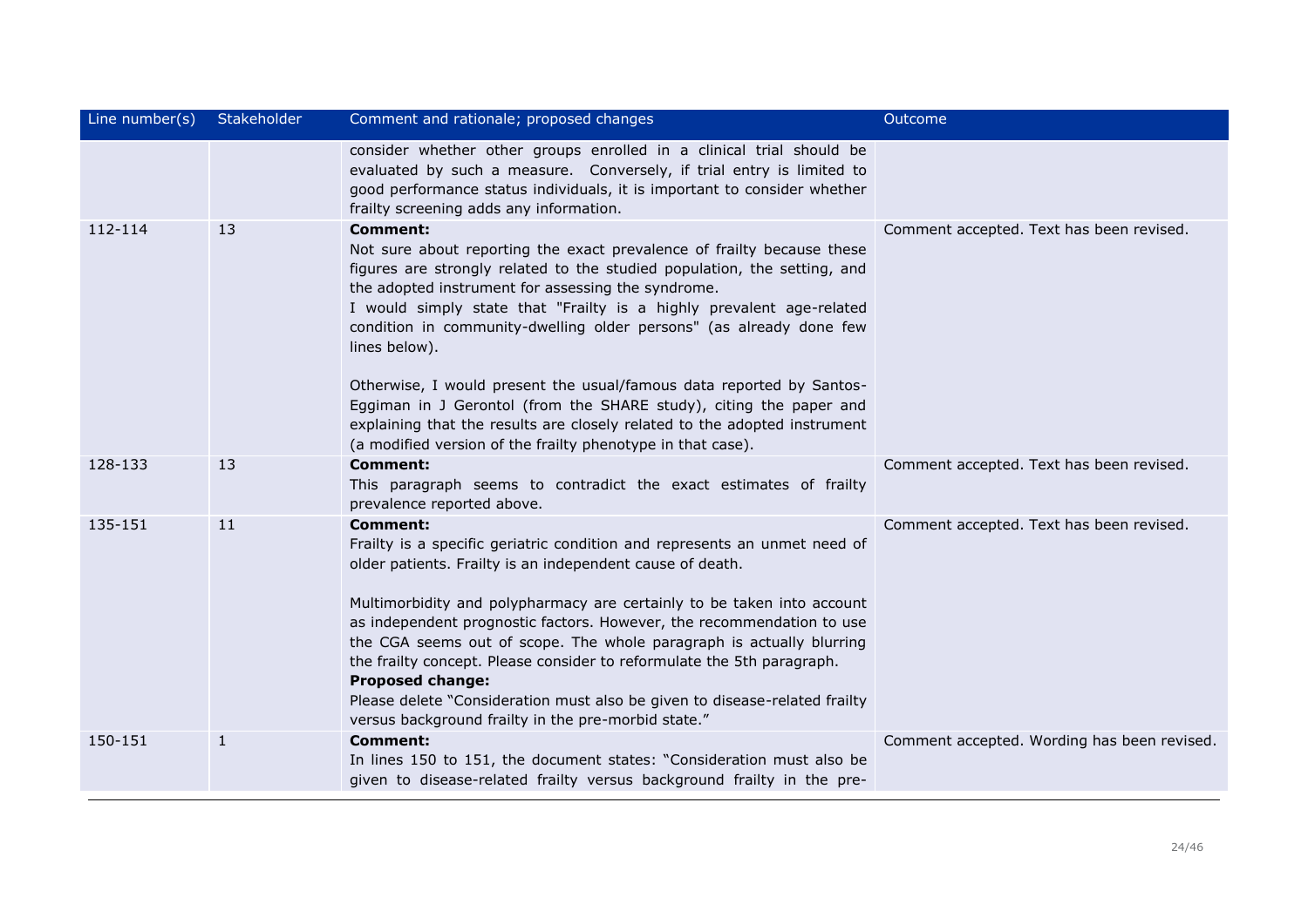| Line number(s) | Stakeholder | Comment and rationale; proposed changes | Outcome |
| --- | --- | --- | --- |
| | | consider whether other groups enrolled in a clinical trial should be evaluated by such a measure. Conversely, if trial entry is limited to good performance status individuals, it is important to consider whether frailty screening adds any information. | |
| 112-114 | 13 | **Comment:**<br>Not sure about reporting the exact prevalence of frailty because these figures are strongly related to the studied population, the setting, and the adopted instrument for assessing the syndrome.<br>I would simply state that "Frailty is a highly prevalent age-related condition in community-dwelling older persons" (as already done few lines below).<br><br>Otherwise, I would present the usual/famous data reported by Santos-Eggiman in J Gerontol (from the SHARE study), citing the paper and explaining that the results are closely related to the adopted instrument (a modified version of the frailty phenotype in that case). | Comment accepted. Text has been revised. |
| 128-133 | 13 | **Comment:**<br>This paragraph seems to contradict the exact estimates of frailty prevalence reported above. | Comment accepted. Text has been revised. |
| 135-151 | 11 | **Comment:**<br>Frailty is a specific geriatric condition and represents an unmet need of older patients. Frailty is an independent cause of death.<br><br>Multimorbidity and polypharmacy are certainly to be taken into account as independent prognostic factors. However, the recommendation to use the CGA seems out of scope. The whole paragraph is actually blurring the frailty concept. Please consider to reformulate the 5th paragraph.<br>**Proposed change:**<br>Please delete "Consideration must also be given to disease-related frailty versus background frailty in the pre-morbid state." | Comment accepted. Text has been revised. |
| 150-151 | 1 | **Comment:**<br>In lines 150 to 151, the document states: "Consideration must also be given to disease-related frailty versus background frailty in the pre- | Comment accepted. Wording has been revised. |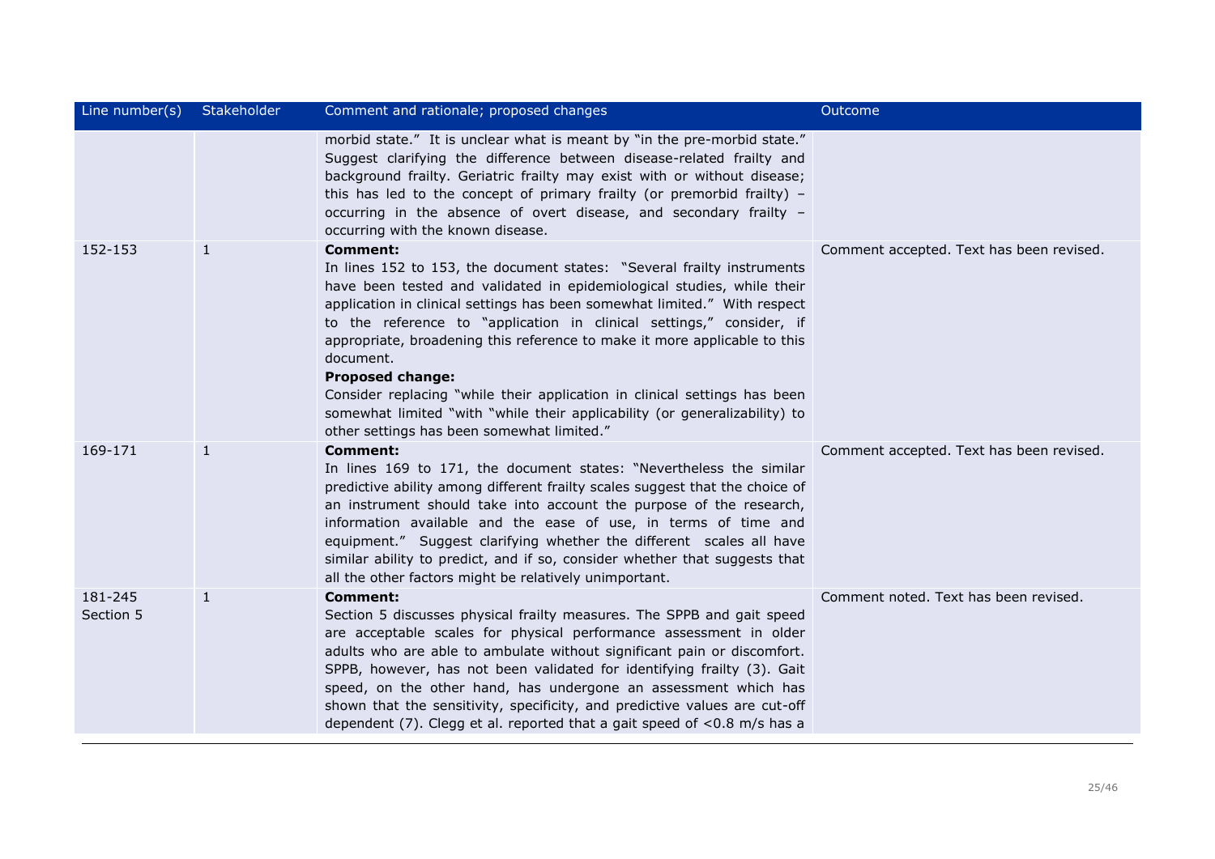| Line number(s) | Stakeholder | Comment and rationale; proposed changes | Outcome |
|---|---|---|---|
| | | morbid state." It is unclear what is meant by "in the pre-morbid state." Suggest clarifying the difference between disease-related frailty and background frailty. Geriatric frailty may exist with or without disease; this has led to the concept of primary frailty (or premorbid frailty) – occurring in the absence of overt disease, and secondary frailty – occurring with the known disease. | |
| 152-153 | 1 | **Comment:**<br>In lines 152 to 153, the document states: "Several frailty instruments have been tested and validated in epidemiological studies, while their application in clinical settings has been somewhat limited." With respect to the reference to "application in clinical settings," consider, if appropriate, broadening this reference to make it more applicable to this document.<br>**Proposed change:**<br>Consider replacing "while their application in clinical settings has been somewhat limited "with "while their applicability (or generalizability) to other settings has been somewhat limited." | Comment accepted. Text has been revised. |
| 169-171 | 1 | **Comment:**<br>In lines 169 to 171, the document states: "Nevertheless the similar predictive ability among different frailty scales suggest that the choice of an instrument should take into account the purpose of the research, information available and the ease of use, in terms of time and equipment." Suggest clarifying whether the different scales all have similar ability to predict, and if so, consider whether that suggests that all the other factors might be relatively unimportant. | Comment accepted. Text has been revised. |
| 181-245<br>Section 5 | 1 | **Comment:**<br>Section 5 discusses physical frailty measures. The SPPB and gait speed are acceptable scales for physical performance assessment in older adults who are able to ambulate without significant pain or discomfort. SPPB, however, has not been validated for identifying frailty (3). Gait speed, on the other hand, has undergone an assessment which has shown that the sensitivity, specificity, and predictive values are cut-off dependent (7). Clegg et al. reported that a gait speed of <0.8 m/s has a | Comment noted. Text has been revised. |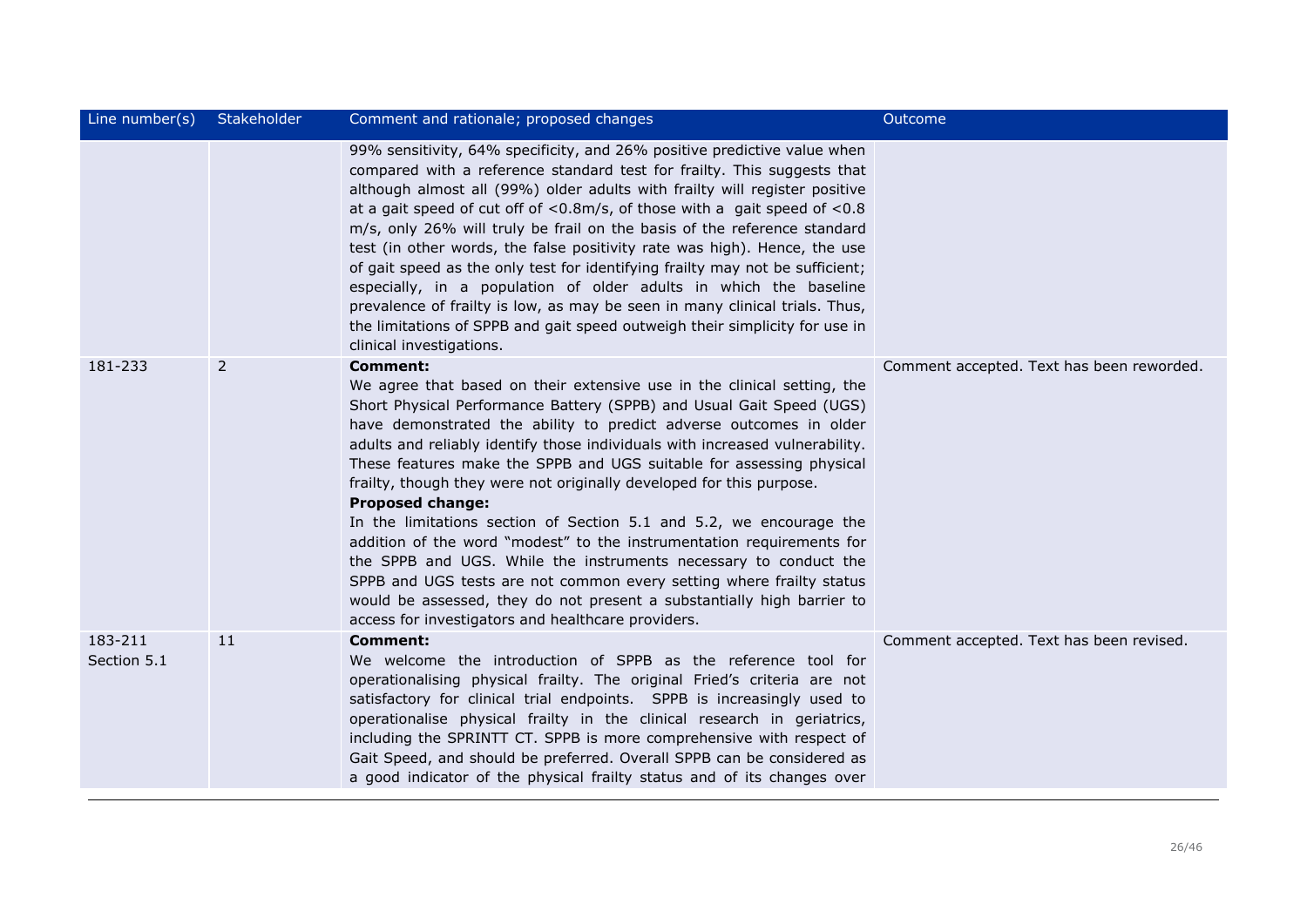| Line number(s) | Stakeholder | Comment and rationale; proposed changes | Outcome |
|---|---|---|---|
| | | 99% sensitivity, 64% specificity, and 26% positive predictive value when compared with a reference standard test for frailty. This suggests that although almost all (99%) older adults with frailty will register positive at a gait speed of cut off of <0.8m/s, of those with a gait speed of <0.8 m/s, only 26% will truly be frail on the basis of the reference standard test (in other words, the false positivity rate was high). Hence, the use of gait speed as the only test for identifying frailty may not be sufficient; especially, in a population of older adults in which the baseline prevalence of frailty is low, as may be seen in many clinical trials. Thus, the limitations of SPPB and gait speed outweigh their simplicity for use in clinical investigations. | |
| 181-233 | 2 | **Comment:**<br>We agree that based on their extensive use in the clinical setting, the Short Physical Performance Battery (SPPB) and Usual Gait Speed (UGS) have demonstrated the ability to predict adverse outcomes in older adults and reliably identify those individuals with increased vulnerability. These features make the SPPB and UGS suitable for assessing physical frailty, though they were not originally developed for this purpose.<br>**Proposed change:**<br>In the limitations section of Section 5.1 and 5.2, we encourage the addition of the word "modest" to the instrumentation requirements for the SPPB and UGS. While the instruments necessary to conduct the SPPB and UGS tests are not common every setting where frailty status would be assessed, they do not present a substantially high barrier to access for investigators and healthcare providers. | Comment accepted. Text has been reworded. |
| 183-211<br>Section 5.1 | 11 | **Comment:**<br>We welcome the introduction of SPPB as the reference tool for operationalising physical frailty. The original Fried's criteria are not satisfactory for clinical trial endpoints. SPPB is increasingly used to operationalise physical frailty in the clinical research in geriatrics, including the SPRINTT CT. SPPB is more comprehensive with respect of Gait Speed, and should be preferred. Overall SPPB can be considered as a good indicator of the physical frailty status and of its changes over | Comment accepted. Text has been revised. |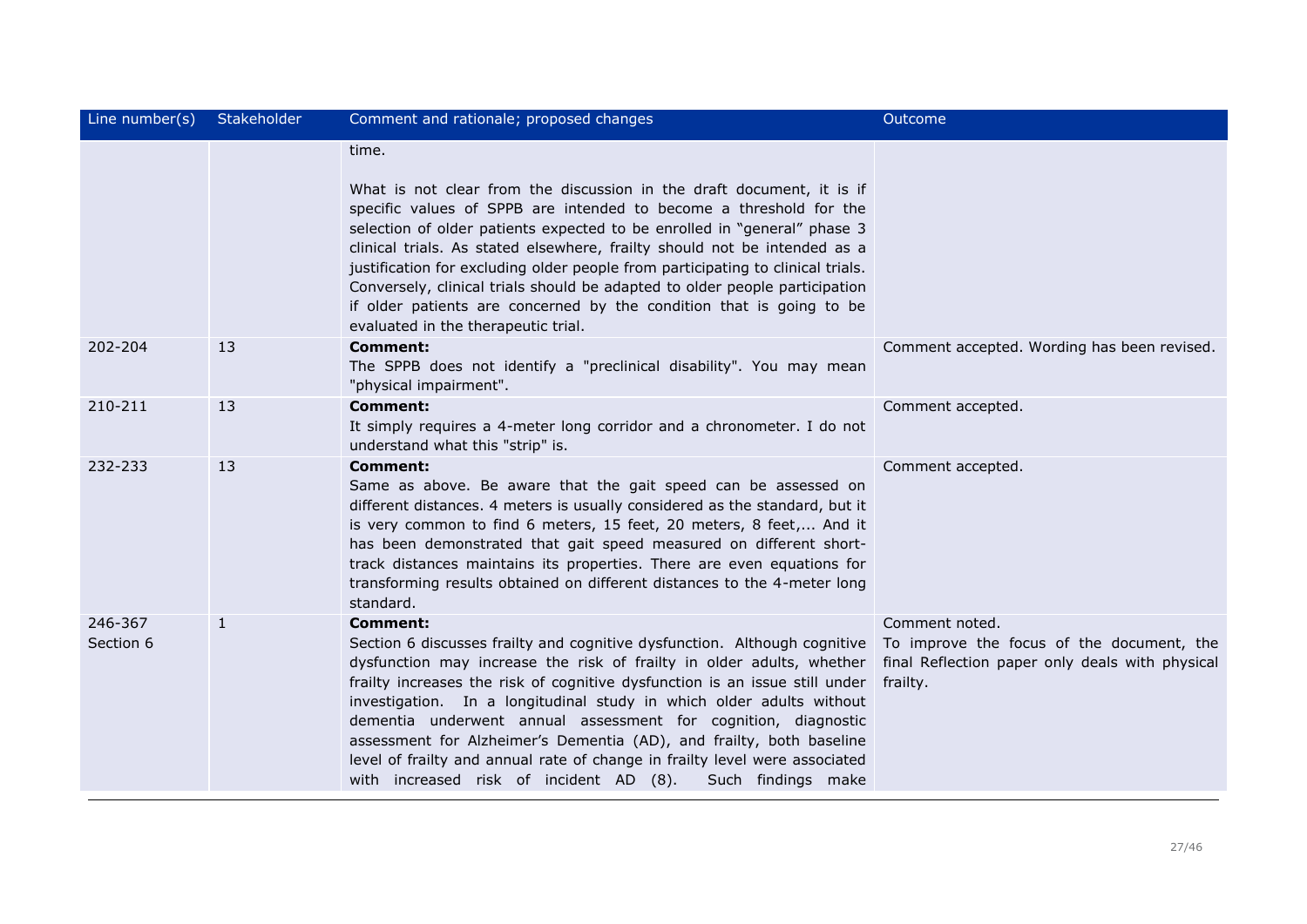| Line number(s) | Stakeholder | Comment and rationale; proposed changes | Outcome |
|---|---|---|---|
| | | time.<br><br>What is not clear from the discussion in the draft document, it is if specific values of SPPB are intended to become a threshold for the selection of older patients expected to be enrolled in "general" phase 3 clinical trials. As stated elsewhere, frailty should not be intended as a justification for excluding older people from participating to clinical trials. Conversely, clinical trials should be adapted to older people participation if older patients are concerned by the condition that is going to be evaluated in the therapeutic trial. | |
| 202-204 | 13 | **Comment:**<br>The SPPB does not identify a "preclinical disability". You may mean "physical impairment". | Comment accepted. Wording has been revised. |
| 210-211 | 13 | **Comment:**<br>It simply requires a 4-meter long corridor and a chronometer. I do not understand what this "strip" is. | Comment accepted. |
| 232-233 | 13 | **Comment:**<br>Same as above. Be aware that the gait speed can be assessed on different distances. 4 meters is usually considered as the standard, but it is very common to find 6 meters, 15 feet, 20 meters, 8 feet,... And it has been demonstrated that gait speed measured on different short-track distances maintains its properties. There are even equations for transforming results obtained on different distances to the 4-meter long standard. | Comment accepted. |
| 246-367<br>Section 6 | 1 | **Comment:**<br>Section 6 discusses frailty and cognitive dysfunction. Although cognitive dysfunction may increase the risk of frailty in older adults, whether frailty increases the risk of cognitive dysfunction is an issue still under investigation. In a longitudinal study in which older adults without dementia underwent annual assessment for cognition, diagnostic assessment for Alzheimer's Dementia (AD), and frailty, both baseline level of frailty and annual rate of change in frailty level were associated with increased risk of incident AD (8). Such findings make | Comment noted.<br>To improve the focus of the document, the final Reflection paper only deals with physical frailty. |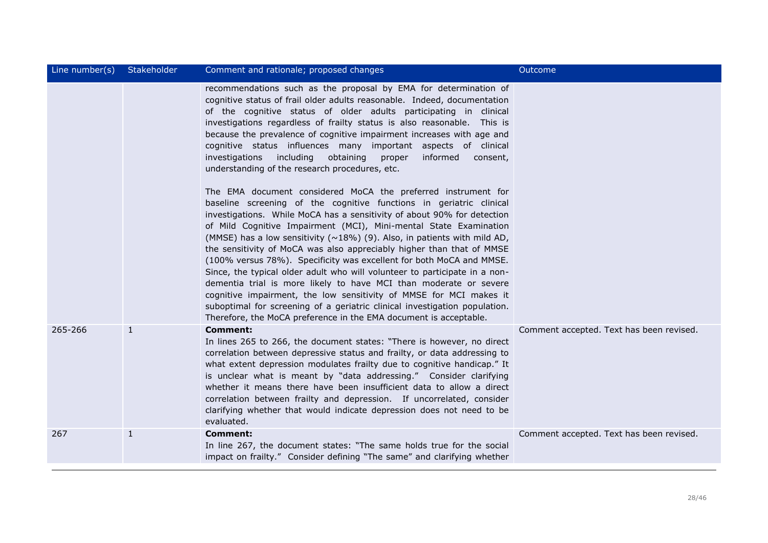| Line number(s) | Stakeholder | Comment and rationale; proposed changes | Outcome |
|---|---|---|---|
| | | recommendations such as the proposal by EMA for determination of cognitive status of frail older adults reasonable. Indeed, documentation of the cognitive status of older adults participating in clinical investigations regardless of frailty status is also reasonable. This is because the prevalence of cognitive impairment increases with age and cognitive status influences many important aspects of clinical investigations including obtaining proper informed consent, understanding of the research procedures, etc.<br><br>The EMA document considered MoCA the preferred instrument for baseline screening of the cognitive functions in geriatric clinical investigations. While MoCA has a sensitivity of about 90% for detection of Mild Cognitive Impairment (MCI), Mini-mental State Examination (MMSE) has a low sensitivity (~18%) (9). Also, in patients with mild AD, the sensitivity of MoCA was also appreciably higher than that of MMSE (100% versus 78%). Specificity was excellent for both MoCA and MMSE. Since, the typical older adult who will volunteer to participate in a non-dementia trial is more likely to have MCI than moderate or severe cognitive impairment, the low sensitivity of MMSE for MCI makes it suboptimal for screening of a geriatric clinical investigation population. Therefore, the MoCA preference in the EMA document is acceptable. | |
| 265-266 | 1 | **Comment:**<br>In lines 265 to 266, the document states: "There is however, no direct correlation between depressive status and frailty, or data addressing to what extent depression modulates frailty due to cognitive handicap." It is unclear what is meant by "data addressing." Consider clarifying whether it means there have been insufficient data to allow a direct correlation between frailty and depression. If uncorrelated, consider clarifying whether that would indicate depression does not need to be evaluated. | Comment accepted. Text has been revised. |
| 267 | 1 | **Comment:**<br>In line 267, the document states: "The same holds true for the social impact on frailty." Consider defining "The same" and clarifying whether | Comment accepted. Text has been revised. |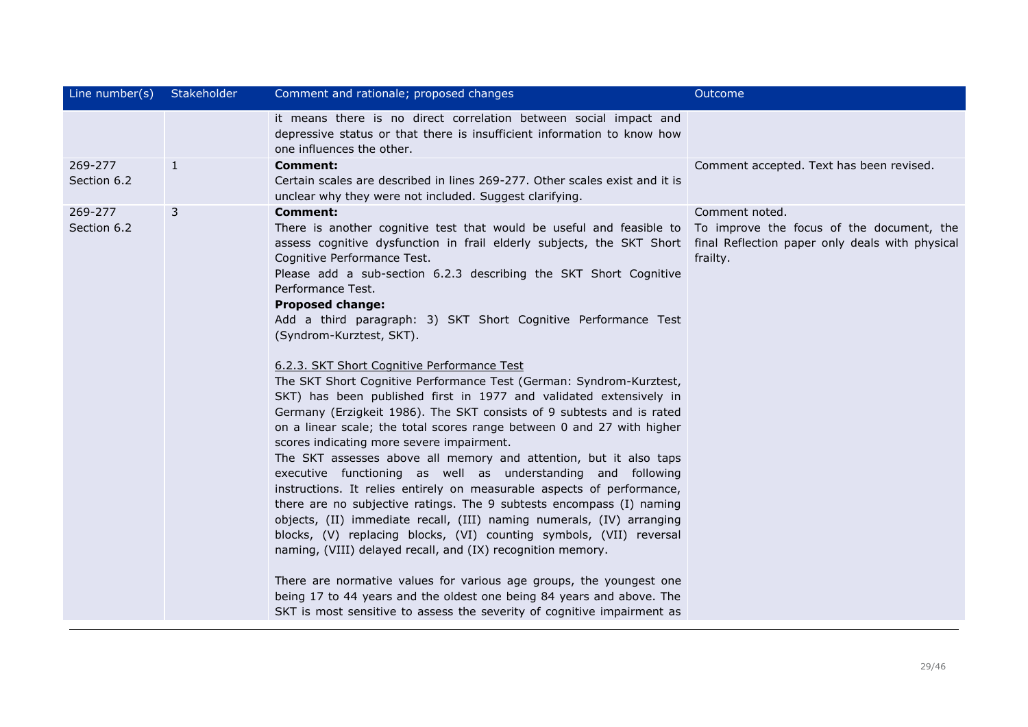| Line number(s) | Stakeholder | Comment and rationale; proposed changes | Outcome |
|---|---|---|---|
| | | it means there is no direct correlation between social impact and depressive status or that there is insufficient information to know how one influences the other. | |
| 269-277<br>Section 6.2 | 1 | **Comment:**<br>Certain scales are described in lines 269-277. Other scales exist and it is unclear why they were not included. Suggest clarifying. | Comment accepted. Text has been revised. |
| 269-277<br>Section 6.2 | 3 | **Comment:**<br>There is another cognitive test that would be useful and feasible to assess cognitive dysfunction in frail elderly subjects, the SKT Short Cognitive Performance Test.<br>Please add a sub-section 6.2.3 describing the SKT Short Cognitive Performance Test.<br>**Proposed change:**<br>Add a third paragraph: 3) SKT Short Cognitive Performance Test (Syndrom-Kurztest, SKT).<br><br><u>6.2.3. SKT Short Cognitive Performance Test</u><br>The SKT Short Cognitive Performance Test (German: Syndrom-Kurztest, SKT) has been published first in 1977 and validated extensively in Germany (Erzigkeit 1986). The SKT consists of 9 subtests and is rated on a linear scale; the total scores range between 0 and 27 with higher scores indicating more severe impairment.<br>The SKT assesses above all memory and attention, but it also taps executive functioning as well as understanding and following instructions. It relies entirely on measurable aspects of performance, there are no subjective ratings. The 9 subtests encompass (I) naming objects, (II) immediate recall, (III) naming numerals, (IV) arranging blocks, (V) replacing blocks, (VI) counting symbols, (VII) reversal naming, (VIII) delayed recall, and (IX) recognition memory.<br><br>There are normative values for various age groups, the youngest one being 17 to 44 years and the oldest one being 84 years and above. The SKT is most sensitive to assess the severity of cognitive impairment as | Comment noted.<br>To improve the focus of the document, the final Reflection paper only deals with physical frailty. |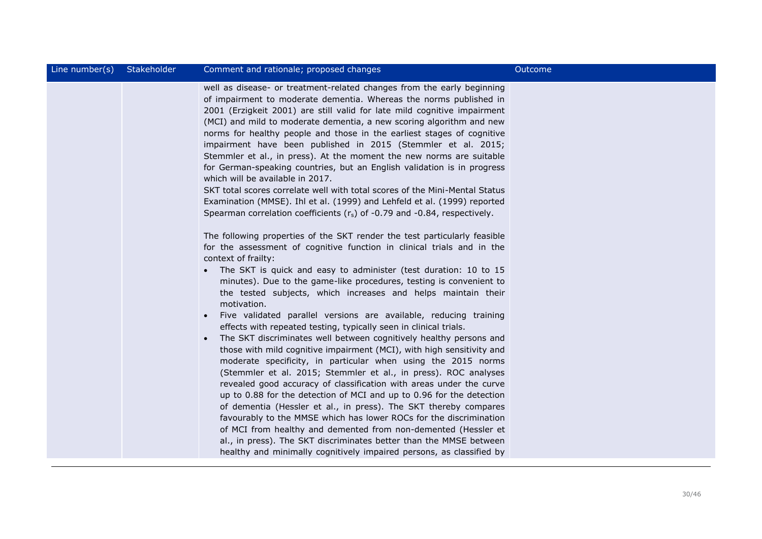| Line number(s) | Stakeholder | Comment and rationale; proposed changes | Outcome |
|---|---|---|---|
| | | well as disease- or treatment-related changes from the early beginning of impairment to moderate dementia. Whereas the norms published in 2001 (Erzigkeit 2001) are still valid for late mild cognitive impairment (MCI) and mild to moderate dementia, a new scoring algorithm and new norms for healthy people and those in the earliest stages of cognitive impairment have been published in 2015 (Stemmler et al. 2015; Stemmler et al., in press). At the moment the new norms are suitable for German-speaking countries, but an English validation is in progress which will be available in 2017.<br>SKT total scores correlate well with total scores of the Mini-Mental Status Examination (MMSE). Ihl et al. (1999) and Lehfeld et al. (1999) reported Spearman correlation coefficients ($r_s$) of -0.79 and -0.84, respectively.<br><br>The following properties of the SKT render the test particularly feasible for the assessment of cognitive function in clinical trials and in the context of frailty:<br>• The SKT is quick and easy to administer (test duration: 10 to 15 minutes). Due to the game-like procedures, testing is convenient to the tested subjects, which increases and helps maintain their motivation.<br>• Five validated parallel versions are available, reducing training effects with repeated testing, typically seen in clinical trials.<br>• The SKT discriminates well between cognitively healthy persons and those with mild cognitive impairment (MCI), with high sensitivity and moderate specificity, in particular when using the 2015 norms (Stemmler et al. 2015; Stemmler et al., in press). ROC analyses revealed good accuracy of classification with areas under the curve up to 0.88 for the detection of MCI and up to 0.96 for the detection of dementia (Hessler et al., in press). The SKT thereby compares favourably to the MMSE which has lower ROCs for the discrimination of MCI from healthy and demented from non-demented (Hessler et al., in press). The SKT discriminates better than the MMSE between healthy and minimally cognitively impaired persons, as classified by | |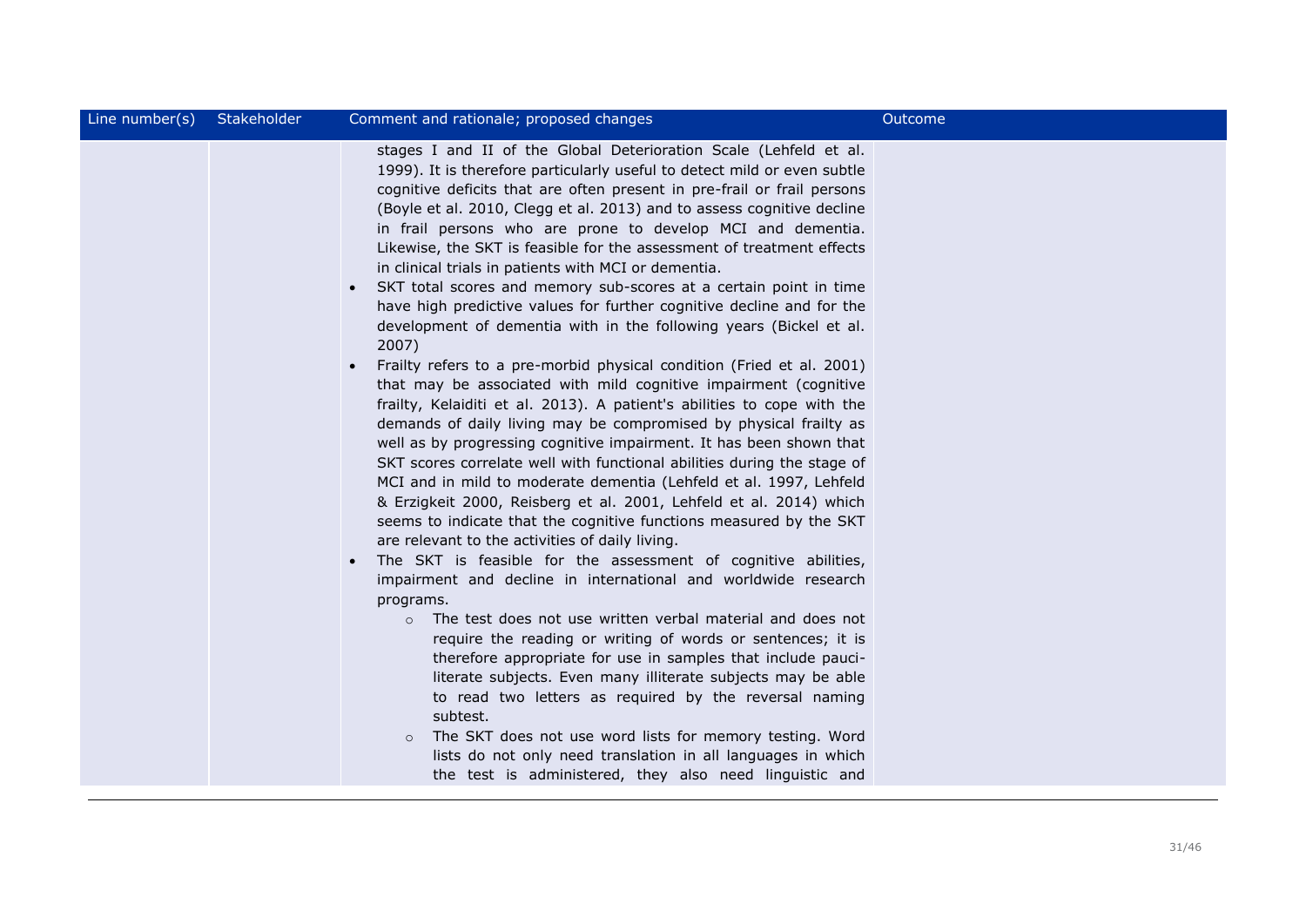| Line number(s) | Stakeholder | Comment and rationale; proposed changes | Outcome |
|---|---|---|---|
| | | stages I and II of the Global Deterioration Scale (Lehfeld et al. 1999). It is therefore particularly useful to detect mild or even subtle cognitive deficits that are often present in pre-frail or frail persons (Boyle et al. 2010, Clegg et al. 2013) and to assess cognitive decline in frail persons who are prone to develop MCI and dementia. Likewise, the SKT is feasible for the assessment of treatment effects in clinical trials in patients with MCI or dementia.<br>• SKT total scores and memory sub-scores at a certain point in time have high predictive values for further cognitive decline and for the development of dementia with in the following years (Bickel et al. 2007)<br>• Frailty refers to a pre-morbid physical condition (Fried et al. 2001) that may be associated with mild cognitive impairment (cognitive frailty, Kelaiditi et al. 2013). A patient's abilities to cope with the demands of daily living may be compromised by physical frailty as well as by progressing cognitive impairment. It has been shown that SKT scores correlate well with functional abilities during the stage of MCI and in mild to moderate dementia (Lehfeld et al. 1997, Lehfeld & Erzigkeit 2000, Reisberg et al. 2001, Lehfeld et al. 2014) which seems to indicate that the cognitive functions measured by the SKT are relevant to the activities of daily living.<br>• The SKT is feasible for the assessment of cognitive abilities, impairment and decline in international and worldwide research programs.<br>  ○ The test does not use written verbal material and does not require the reading or writing of words or sentences; it is therefore appropriate for use in samples that include pauci-literate subjects. Even many illiterate subjects may be able to read two letters as required by the reversal naming subtest.<br>  ○ The SKT does not use word lists for memory testing. Word lists do not only need translation in all languages in which the test is administered, they also need linguistic and | |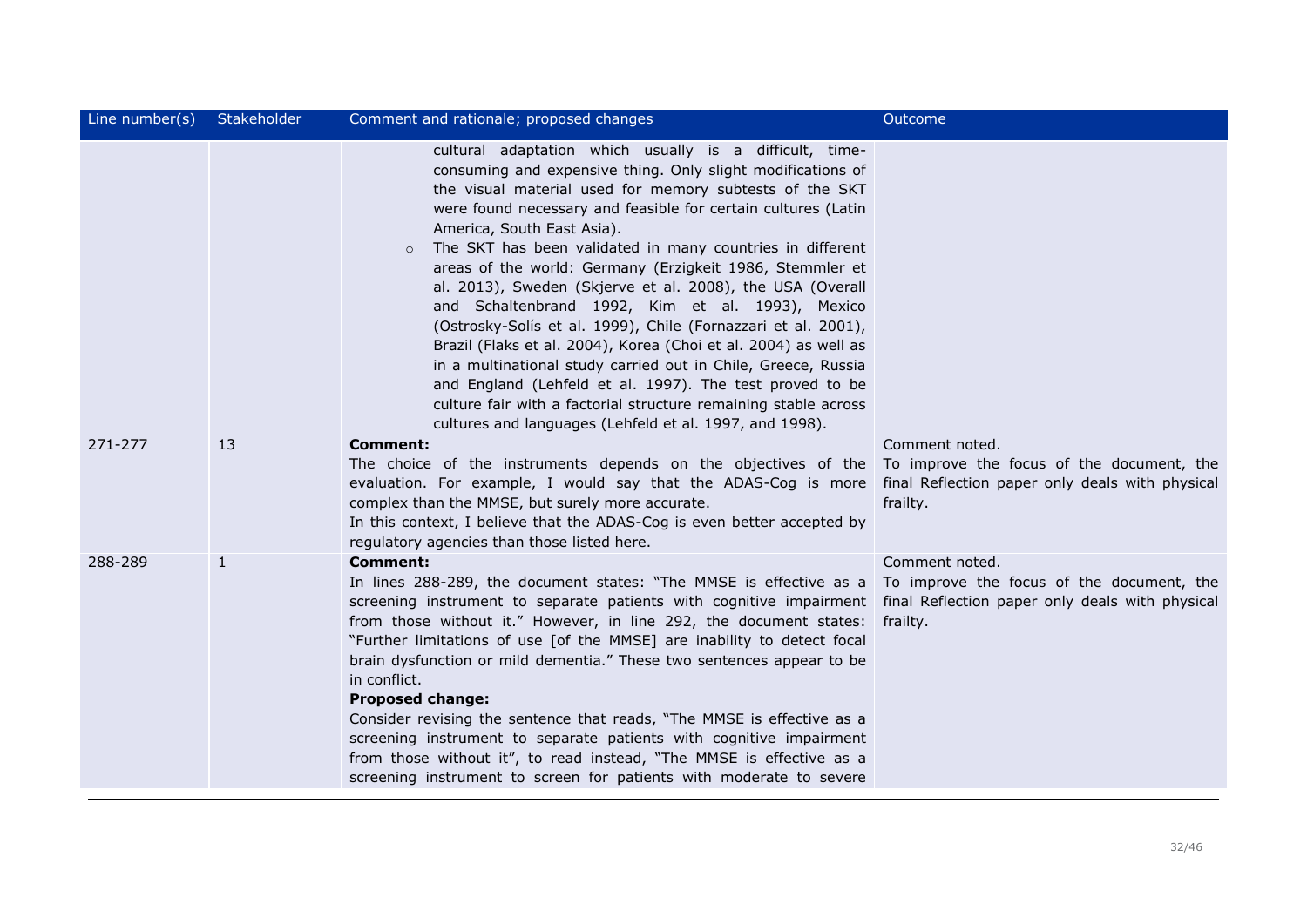| Line number(s) | Stakeholder | Comment and rationale; proposed changes | Outcome |
| --- | --- | --- | --- |
| | | cultural adaptation which usually is a difficult, time-consuming and expensive thing. Only slight modifications of the visual material used for memory subtests of the SKT were found necessary and feasible for certain cultures (Latin America, South East Asia).<br>○ The SKT has been validated in many countries in different areas of the world: Germany (Erzigkeit 1986, Stemmler et al. 2013), Sweden (Skjerve et al. 2008), the USA (Overall and Schaltenbrand 1992, Kim et al. 1993), Mexico (Ostrosky-Solís et al. 1999), Chile (Fornazzari et al. 2001), Brazil (Flaks et al. 2004), Korea (Choi et al. 2004) as well as in a multinational study carried out in Chile, Greece, Russia and England (Lehfeld et al. 1997). The test proved to be culture fair with a factorial structure remaining stable across cultures and languages (Lehfeld et al. 1997, and 1998). | |
| 271-277 | 13 | **Comment:**<br>The choice of the instruments depends on the objectives of the evaluation. For example, I would say that the ADAS-Cog is more complex than the MMSE, but surely more accurate.<br>In this context, I believe that the ADAS-Cog is even better accepted by regulatory agencies than those listed here. | Comment noted.<br>To improve the focus of the document, the final Reflection paper only deals with physical frailty. |
| 288-289 | 1 | **Comment:**<br>In lines 288-289, the document states: "The MMSE is effective as a screening instrument to separate patients with cognitive impairment from those without it." However, in line 292, the document states: "Further limitations of use [of the MMSE] are inability to detect focal brain dysfunction or mild dementia." These two sentences appear to be in conflict.<br>**Proposed change:**<br>Consider revising the sentence that reads, "The MMSE is effective as a screening instrument to separate patients with cognitive impairment from those without it", to read instead, "The MMSE is effective as a screening instrument to screen for patients with moderate to severe | Comment noted.<br>To improve the focus of the document, the final Reflection paper only deals with physical frailty. |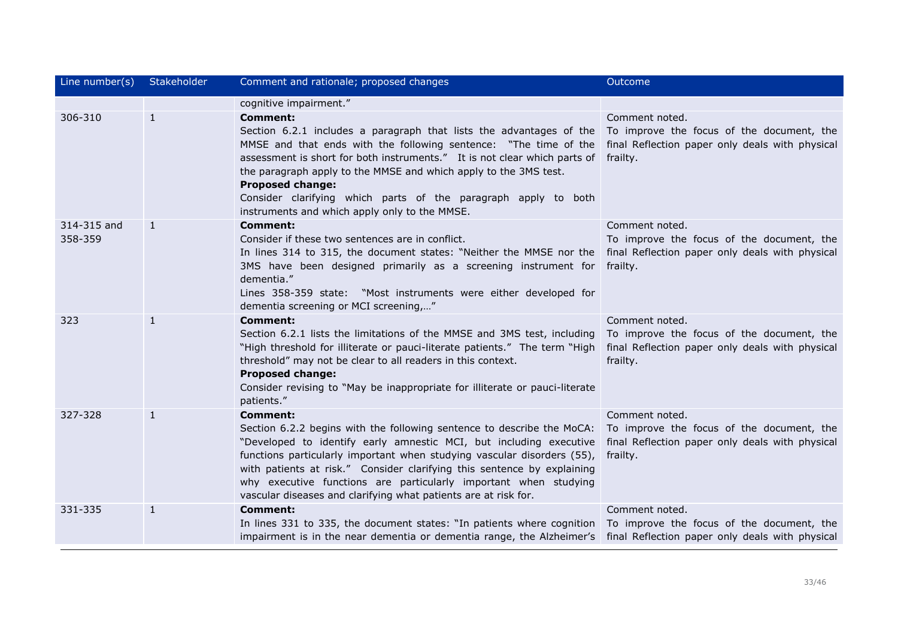| Line number(s) | Stakeholder | Comment and rationale; proposed changes | Outcome |
|---|---|---|---|
| | | cognitive impairment." | |
| 306-310 | 1 | **Comment:**<br>Section 6.2.1 includes a paragraph that lists the advantages of the MMSE and that ends with the following sentence: "The time of the assessment is short for both instruments." It is not clear which parts of the paragraph apply to the MMSE and which apply to the 3MS test.<br>**Proposed change:**<br>Consider clarifying which parts of the paragraph apply to both instruments and which apply only to the MMSE. | Comment noted.<br>To improve the focus of the document, the final Reflection paper only deals with physical frailty. |
| 314-315 and 358-359 | 1 | **Comment:**<br>Consider if these two sentences are in conflict.<br>In lines 314 to 315, the document states: "Neither the MMSE nor the 3MS have been designed primarily as a screening instrument for dementia."<br>Lines 358-359 state: "Most instruments were either developed for dementia screening or MCI screening,…" | Comment noted.<br>To improve the focus of the document, the final Reflection paper only deals with physical frailty. |
| 323 | 1 | **Comment:**<br>Section 6.2.1 lists the limitations of the MMSE and 3MS test, including "High threshold for illiterate or pauci-literate patients." The term "High threshold" may not be clear to all readers in this context.<br>**Proposed change:**<br>Consider revising to "May be inappropriate for illiterate or pauci-literate patients." | Comment noted.<br>To improve the focus of the document, the final Reflection paper only deals with physical frailty. |
| 327-328 | 1 | **Comment:**<br>Section 6.2.2 begins with the following sentence to describe the MoCA: "Developed to identify early amnestic MCI, but including executive functions particularly important when studying vascular disorders (55), with patients at risk." Consider clarifying this sentence by explaining why executive functions are particularly important when studying vascular diseases and clarifying what patients are at risk for. | Comment noted.<br>To improve the focus of the document, the final Reflection paper only deals with physical frailty. |
| 331-335 | 1 | **Comment:**<br>In lines 331 to 335, the document states: "In patients where cognition impairment is in the near dementia or dementia range, the Alzheimer's | Comment noted.<br>To improve the focus of the document, the final Reflection paper only deals with physical |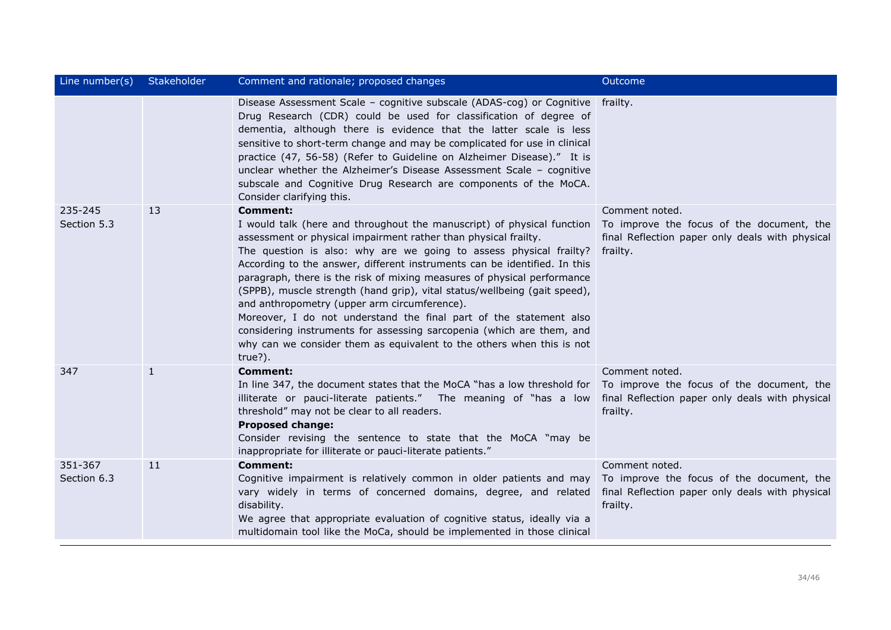| Line number(s) | Stakeholder | Comment and rationale; proposed changes | Outcome |
|---|---|---|---|
| | | Disease Assessment Scale – cognitive subscale (ADAS-cog) or Cognitive Drug Research (CDR) could be used for classification of degree of dementia, although there is evidence that the latter scale is less sensitive to short-term change and may be complicated for use in clinical practice (47, 56-58) (Refer to Guideline on Alzheimer Disease)." It is unclear whether the Alzheimer's Disease Assessment Scale – cognitive subscale and Cognitive Drug Research are components of the MoCA. Consider clarifying this. | frailty. |
| 235-245<br>Section 5.3 | 13 | **Comment:**<br>I would talk (here and throughout the manuscript) of physical function assessment or physical impairment rather than physical frailty.<br>The question is also: why are we going to assess physical frailty? According to the answer, different instruments can be identified. In this paragraph, there is the risk of mixing measures of physical performance (SPPB), muscle strength (hand grip), vital status/wellbeing (gait speed), and anthropometry (upper arm circumference).<br>Moreover, I do not understand the final part of the statement also considering instruments for assessing sarcopenia (which are them, and why can we consider them as equivalent to the others when this is not true?). | Comment noted.<br>To improve the focus of the document, the final Reflection paper only deals with physical frailty. |
| 347 | 1 | **Comment:**<br>In line 347, the document states that the MoCA "has a low threshold for illiterate or pauci-literate patients." The meaning of "has a low threshold" may not be clear to all readers.<br>**Proposed change:**<br>Consider revising the sentence to state that the MoCA "may be inappropriate for illiterate or pauci-literate patients." | Comment noted.<br>To improve the focus of the document, the final Reflection paper only deals with physical frailty. |
| 351-367<br>Section 6.3 | 11 | **Comment:**<br>Cognitive impairment is relatively common in older patients and may vary widely in terms of concerned domains, degree, and related disability.<br>We agree that appropriate evaluation of cognitive status, ideally via a multidomain tool like the MoCa, should be implemented in those clinical | Comment noted.<br>To improve the focus of the document, the final Reflection paper only deals with physical frailty. |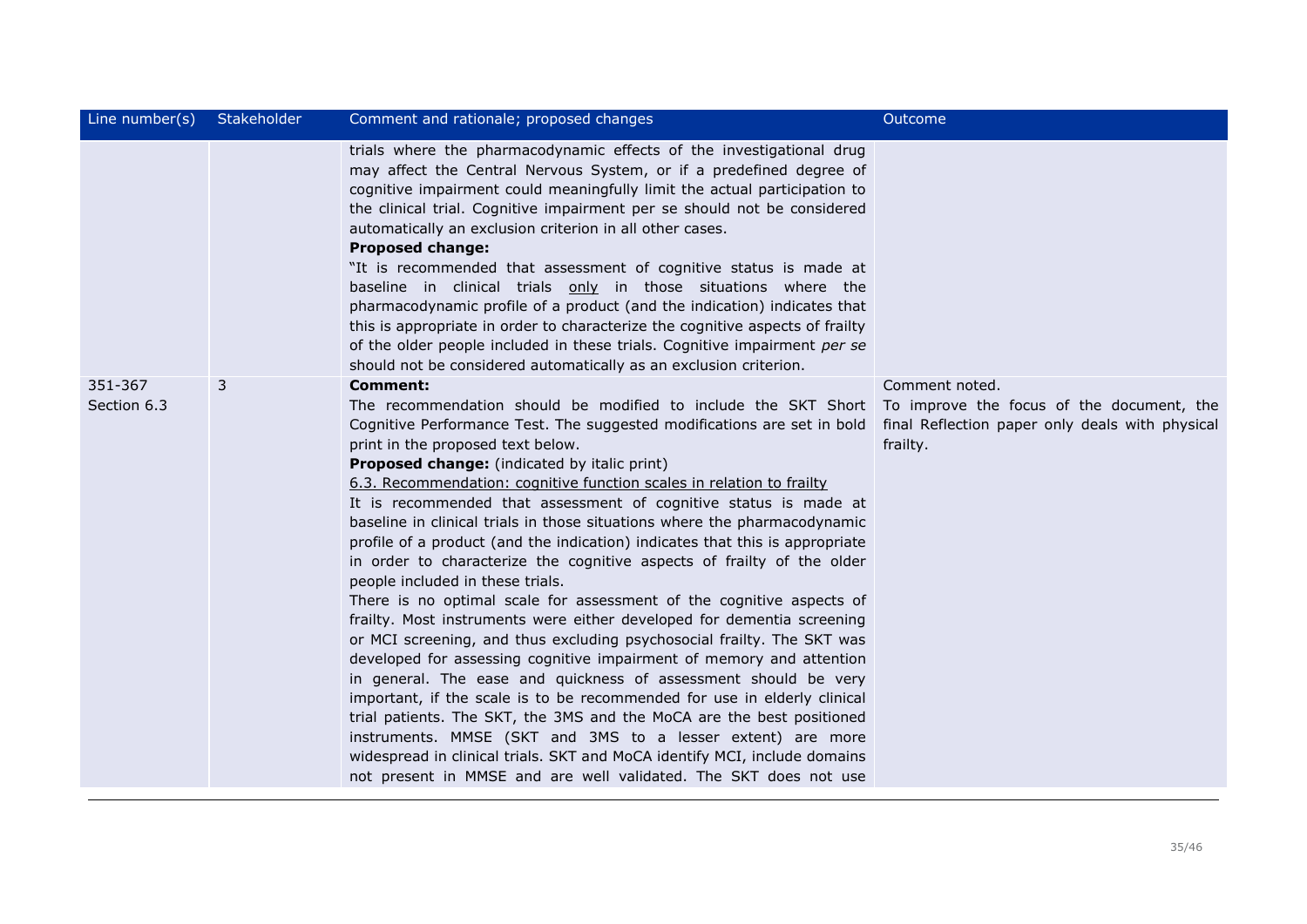| Line number(s) | Stakeholder | Comment and rationale; proposed changes | Outcome |
|---|---|---|---|
| | | trials where the pharmacodynamic effects of the investigational drug may affect the Central Nervous System, or if a predefined degree of cognitive impairment could meaningfully limit the actual participation to the clinical trial. Cognitive impairment per se should not be considered automatically an exclusion criterion in all other cases.<br>**Proposed change:**<br>"It is recommended that assessment of cognitive status is made at baseline in clinical trials <u>only</u> in those situations where the pharmacodynamic profile of a product (and the indication) indicates that this is appropriate in order to characterize the cognitive aspects of frailty of the older people included in these trials. Cognitive impairment *per se* should not be considered automatically as an exclusion criterion. | |
| 351-367<br>Section 6.3 | 3 | **Comment:**<br>The recommendation should be modified to include the SKT Short Cognitive Performance Test. The suggested modifications are set in bold print in the proposed text below.<br>**Proposed change:** (indicated by italic print)<br><u>6.3. Recommendation: cognitive function scales in relation to frailty</u><br>It is recommended that assessment of cognitive status is made at baseline in clinical trials in those situations where the pharmacodynamic profile of a product (and the indication) indicates that this is appropriate in order to characterize the cognitive aspects of frailty of the older people included in these trials.<br>There is no optimal scale for assessment of the cognitive aspects of frailty. Most instruments were either developed for dementia screening or MCI screening, and thus excluding psychosocial frailty. The SKT was developed for assessing cognitive impairment of memory and attention in general. The ease and quickness of assessment should be very important, if the scale is to be recommended for use in elderly clinical trial patients. The SKT, the 3MS and the MoCA are the best positioned instruments. MMSE (SKT and 3MS to a lesser extent) are more widespread in clinical trials. SKT and MoCA identify MCI, include domains not present in MMSE and are well validated. The SKT does not use | Comment noted.<br>To improve the focus of the document, the final Reflection paper only deals with physical frailty. |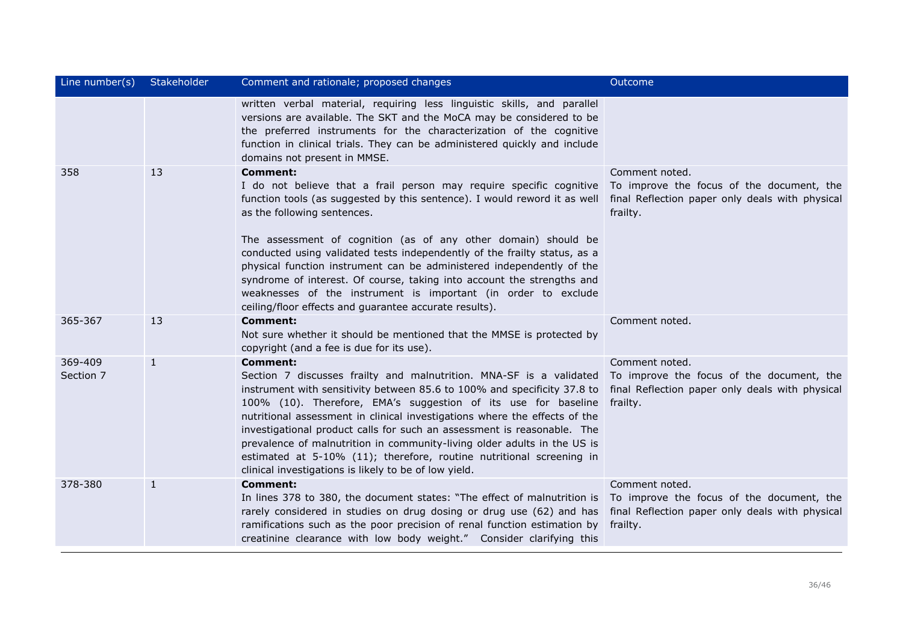| Line number(s) | Stakeholder | Comment and rationale; proposed changes | Outcome |
| --- | --- | --- | --- |
| | | written verbal material, requiring less linguistic skills, and parallel versions are available. The SKT and the MoCA may be considered to be the preferred instruments for the characterization of the cognitive function in clinical trials. They can be administered quickly and include domains not present in MMSE. | |
| 358 | 13 | **Comment:**<br>I do not believe that a frail person may require specific cognitive function tools (as suggested by this sentence). I would reword it as well as the following sentences.<br><br>The assessment of cognition (as of any other domain) should be conducted using validated tests independently of the frailty status, as a physical function instrument can be administered independently of the syndrome of interest. Of course, taking into account the strengths and weaknesses of the instrument is important (in order to exclude ceiling/floor effects and guarantee accurate results). | Comment noted.<br>To improve the focus of the document, the final Reflection paper only deals with physical frailty. |
| 365-367 | 13 | **Comment:**<br>Not sure whether it should be mentioned that the MMSE is protected by copyright (and a fee is due for its use). | Comment noted. |
| 369-409<br>Section 7 | 1 | **Comment:**<br>Section 7 discusses frailty and malnutrition. MNA-SF is a validated instrument with sensitivity between 85.6 to 100% and specificity 37.8 to 100% (10). Therefore, EMA's suggestion of its use for baseline nutritional assessment in clinical investigations where the effects of the investigational product calls for such an assessment is reasonable. The prevalence of malnutrition in community-living older adults in the US is estimated at 5-10% (11); therefore, routine nutritional screening in clinical investigations is likely to be of low yield. | Comment noted.<br>To improve the focus of the document, the final Reflection paper only deals with physical frailty. |
| 378-380 | 1 | **Comment:**<br>In lines 378 to 380, the document states: "The effect of malnutrition is rarely considered in studies on drug dosing or drug use (62) and has ramifications such as the poor precision of renal function estimation by creatinine clearance with low body weight." Consider clarifying this | Comment noted.<br>To improve the focus of the document, the final Reflection paper only deals with physical frailty. |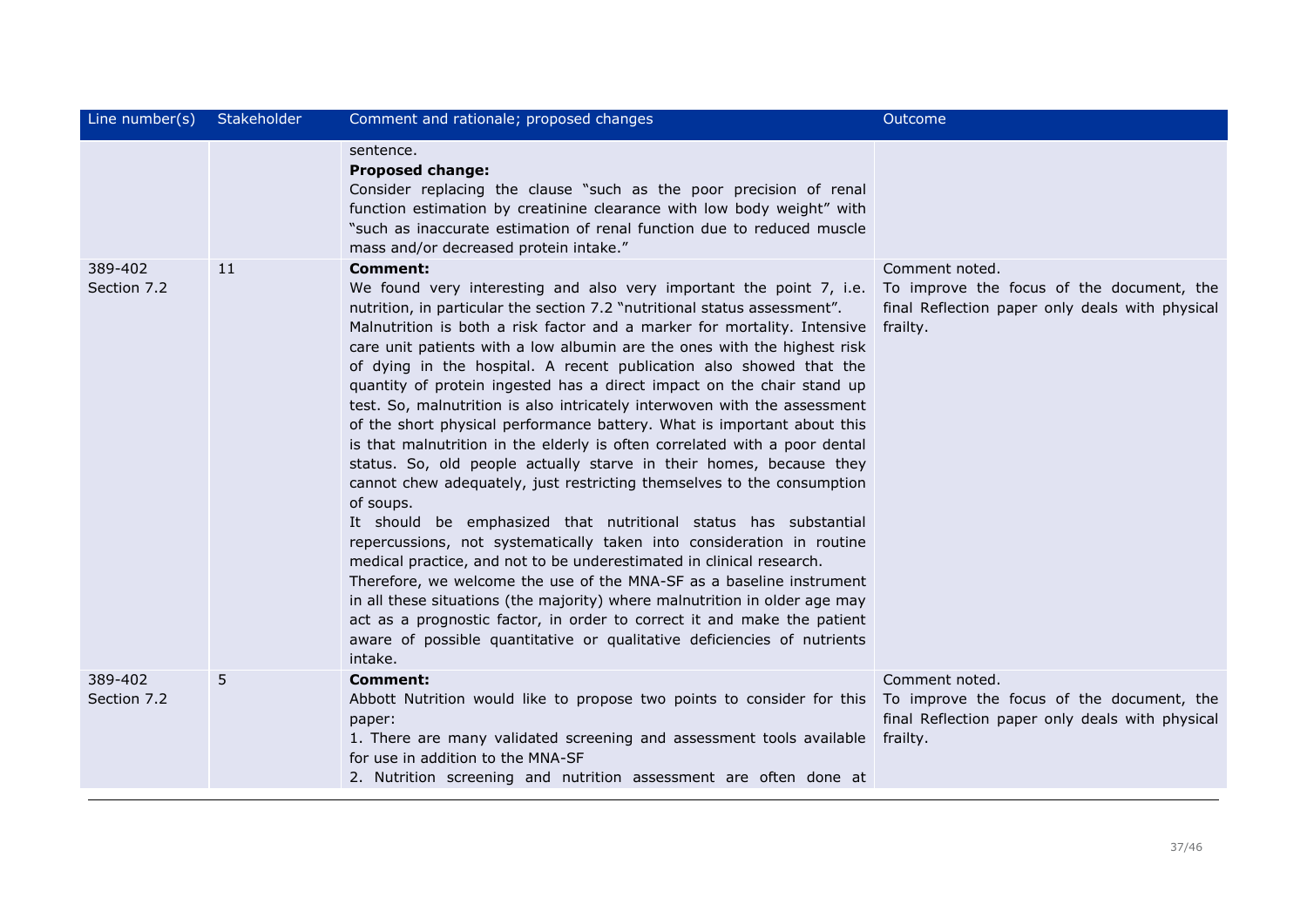| Line number(s) | Stakeholder | Comment and rationale; proposed changes | Outcome |
|---|---|---|---|
| | | sentence.<br>**Proposed change:**<br>Consider replacing the clause "such as the poor precision of renal function estimation by creatinine clearance with low body weight" with "such as inaccurate estimation of renal function due to reduced muscle mass and/or decreased protein intake." | |
| 389-402<br>Section 7.2 | 11 | **Comment:**<br>We found very interesting and also very important the point 7, i.e. nutrition, in particular the section 7.2 "nutritional status assessment". Malnutrition is both a risk factor and a marker for mortality. Intensive care unit patients with a low albumin are the ones with the highest risk of dying in the hospital. A recent publication also showed that the quantity of protein ingested has a direct impact on the chair stand up test. So, malnutrition is also intricately interwoven with the assessment of the short physical performance battery. What is important about this is that malnutrition in the elderly is often correlated with a poor dental status. So, old people actually starve in their homes, because they cannot chew adequately, just restricting themselves to the consumption of soups.<br>It should be emphasized that nutritional status has substantial repercussions, not systematically taken into consideration in routine medical practice, and not to be underestimated in clinical research.<br>Therefore, we welcome the use of the MNA-SF as a baseline instrument in all these situations (the majority) where malnutrition in older age may act as a prognostic factor, in order to correct it and make the patient aware of possible quantitative or qualitative deficiencies of nutrients intake. | Comment noted.<br>To improve the focus of the document, the final Reflection paper only deals with physical frailty. |
| 389-402<br>Section 7.2 | 5 | **Comment:**<br>Abbott Nutrition would like to propose two points to consider for this paper:<br>1. There are many validated screening and assessment tools available for use in addition to the MNA-SF<br>2. Nutrition screening and nutrition assessment are often done at | Comment noted.<br>To improve the focus of the document, the final Reflection paper only deals with physical frailty. |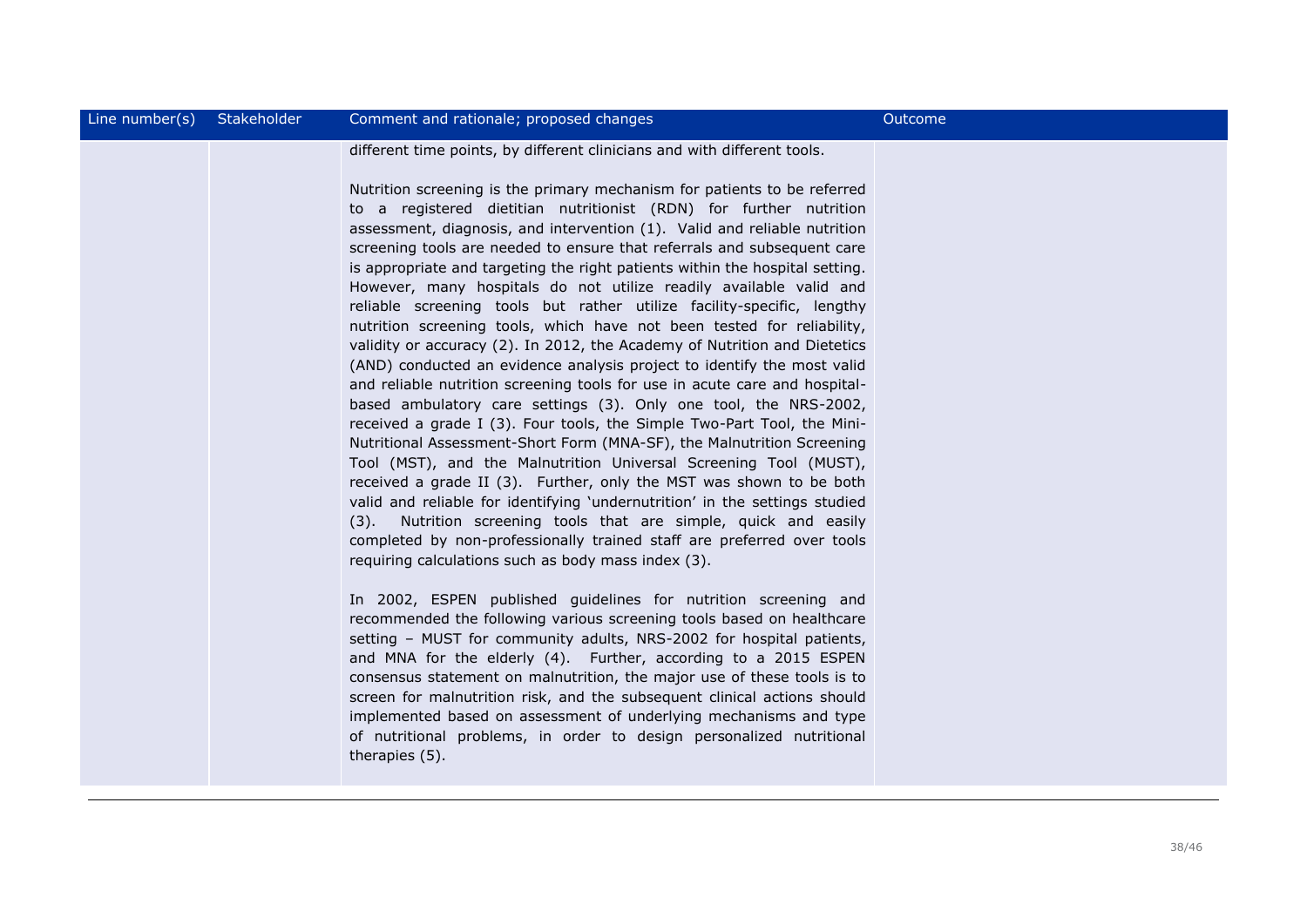| Line number(s) | Stakeholder | Comment and rationale; proposed changes | Outcome |
|---|---|---|---|
| | | different time points, by different clinicians and with different tools.<br><br>Nutrition screening is the primary mechanism for patients to be referred to a registered dietitian nutritionist (RDN) for further nutrition assessment, diagnosis, and intervention (1). Valid and reliable nutrition screening tools are needed to ensure that referrals and subsequent care is appropriate and targeting the right patients within the hospital setting. However, many hospitals do not utilize readily available valid and reliable screening tools but rather utilize facility-specific, lengthy nutrition screening tools, which have not been tested for reliability, validity or accuracy (2). In 2012, the Academy of Nutrition and Dietetics (AND) conducted an evidence analysis project to identify the most valid and reliable nutrition screening tools for use in acute care and hospital-based ambulatory care settings (3). Only one tool, the NRS-2002, received a grade I (3). Four tools, the Simple Two-Part Tool, the Mini-Nutritional Assessment-Short Form (MNA-SF), the Malnutrition Screening Tool (MST), and the Malnutrition Universal Screening Tool (MUST), received a grade II (3). Further, only the MST was shown to be both valid and reliable for identifying 'undernutrition' in the settings studied (3). Nutrition screening tools that are simple, quick and easily completed by non-professionally trained staff are preferred over tools requiring calculations such as body mass index (3).<br><br>In 2002, ESPEN published guidelines for nutrition screening and recommended the following various screening tools based on healthcare setting – MUST for community adults, NRS-2002 for hospital patients, and MNA for the elderly (4). Further, according to a 2015 ESPEN consensus statement on malnutrition, the major use of these tools is to screen for malnutrition risk, and the subsequent clinical actions should implemented based on assessment of underlying mechanisms and type of nutritional problems, in order to design personalized nutritional therapies (5). | |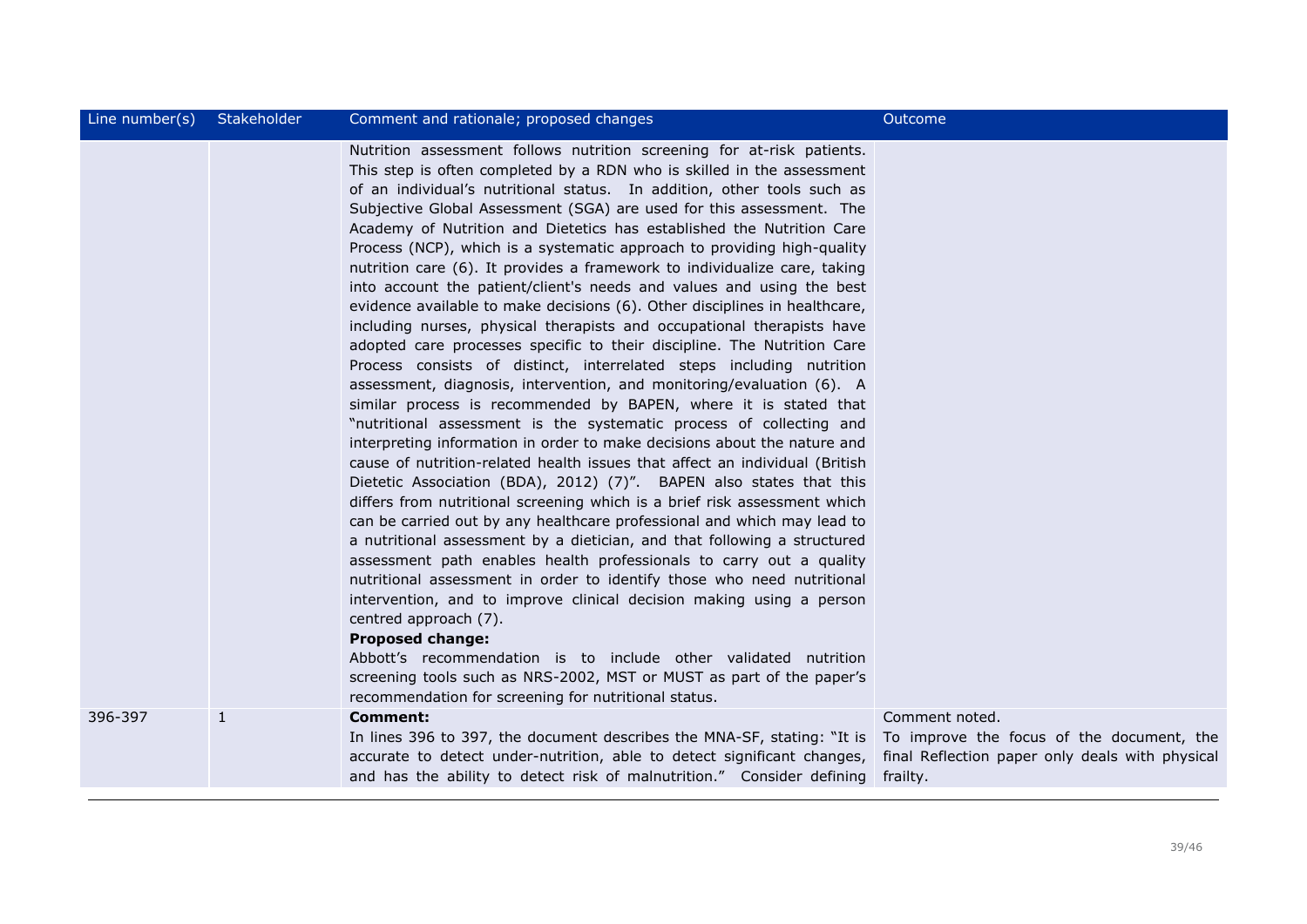| Line number(s) | Stakeholder | Comment and rationale; proposed changes | Outcome |
|---|---|---|---|
| | | Nutrition assessment follows nutrition screening for at-risk patients. This step is often completed by a RDN who is skilled in the assessment of an individual's nutritional status. In addition, other tools such as Subjective Global Assessment (SGA) are used for this assessment. The Academy of Nutrition and Dietetics has established the Nutrition Care Process (NCP), which is a systematic approach to providing high-quality nutrition care (6). It provides a framework to individualize care, taking into account the patient/client's needs and values and using the best evidence available to make decisions (6). Other disciplines in healthcare, including nurses, physical therapists and occupational therapists have adopted care processes specific to their discipline. The Nutrition Care Process consists of distinct, interrelated steps including nutrition assessment, diagnosis, intervention, and monitoring/evaluation (6). A similar process is recommended by BAPEN, where it is stated that "nutritional assessment is the systematic process of collecting and interpreting information in order to make decisions about the nature and cause of nutrition-related health issues that affect an individual (British Dietetic Association (BDA), 2012) (7)". BAPEN also states that this differs from nutritional screening which is a brief risk assessment which can be carried out by any healthcare professional and which may lead to a nutritional assessment by a dietician, and that following a structured assessment path enables health professionals to carry out a quality nutritional assessment in order to identify those who need nutritional intervention, and to improve clinical decision making using a person centred approach (7).<br>**Proposed change:**<br>Abbott's recommendation is to include other validated nutrition screening tools such as NRS-2002, MST or MUST as part of the paper's recommendation for screening for nutritional status. | |
| 396-397 | 1 | **Comment:**<br>In lines 396 to 397, the document describes the MNA-SF, stating: "It is accurate to detect under-nutrition, able to detect significant changes, and has the ability to detect risk of malnutrition." Consider defining | Comment noted.<br>To improve the focus of the document, the final Reflection paper only deals with physical frailty. |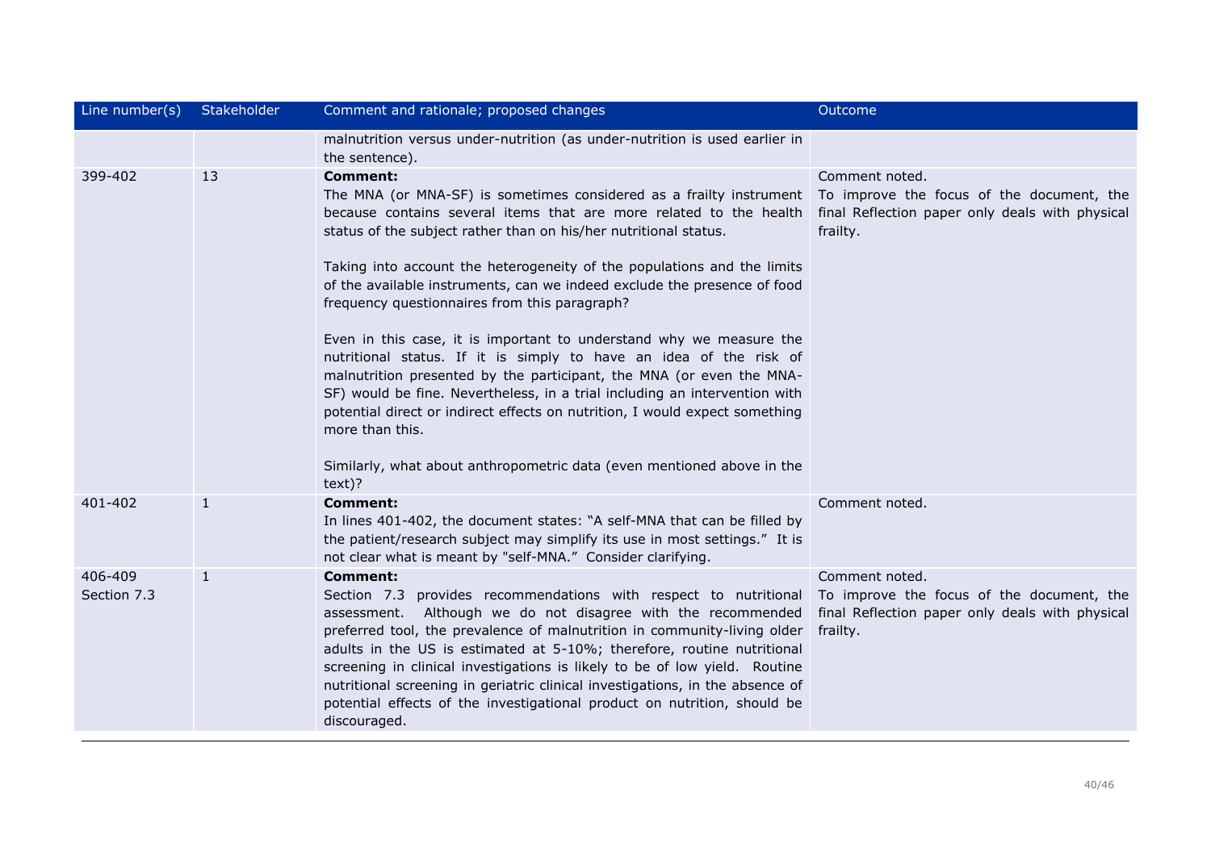| Line number(s) | Stakeholder | Comment and rationale; proposed changes | Outcome |
|---|---|---|---|
| | | malnutrition versus under-nutrition (as under-nutrition is used earlier in the sentence). | |
| 399-402 | 13 | **Comment:**<br>The MNA (or MNA-SF) is sometimes considered as a frailty instrument because contains several items that are more related to the health status of the subject rather than on his/her nutritional status.<br><br>Taking into account the heterogeneity of the populations and the limits of the available instruments, can we indeed exclude the presence of food frequency questionnaires from this paragraph?<br><br>Even in this case, it is important to understand why we measure the nutritional status. If it is simply to have an idea of the risk of malnutrition presented by the participant, the MNA (or even the MNA-SF) would be fine. Nevertheless, in a trial including an intervention with potential direct or indirect effects on nutrition, I would expect something more than this.<br><br>Similarly, what about anthropometric data (even mentioned above in the text)? | Comment noted.<br>To improve the focus of the document, the final Reflection paper only deals with physical frailty. |
| 401-402 | 1 | **Comment:**<br>In lines 401-402, the document states: "A self-MNA that can be filled by the patient/research subject may simplify its use in most settings." It is not clear what is meant by "self-MNA." Consider clarifying. | Comment noted. |
| 406-409<br>Section 7.3 | 1 | **Comment:**<br>Section 7.3 provides recommendations with respect to nutritional assessment. Although we do not disagree with the recommended preferred tool, the prevalence of malnutrition in community-living older adults in the US is estimated at 5-10%; therefore, routine nutritional screening in clinical investigations is likely to be of low yield. Routine nutritional screening in geriatric clinical investigations, in the absence of potential effects of the investigational product on nutrition, should be discouraged. | Comment noted.<br>To improve the focus of the document, the final Reflection paper only deals with physical frailty. |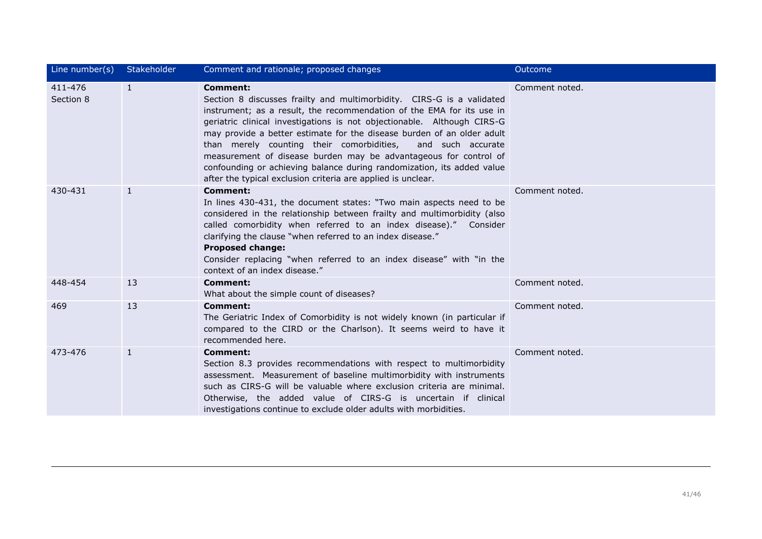| Line number(s) | Stakeholder | Comment and rationale; proposed changes | Outcome |
|---|---|---|---|
| 411-476<br>Section 8 | 1 | **Comment:**<br>Section 8 discusses frailty and multimorbidity. CIRS-G is a validated instrument; as a result, the recommendation of the EMA for its use in geriatric clinical investigations is not objectionable. Although CIRS-G may provide a better estimate for the disease burden of an older adult than merely counting their comorbidities, and such accurate measurement of disease burden may be advantageous for control of confounding or achieving balance during randomization, its added value after the typical exclusion criteria are applied is unclear. | Comment noted. |
| 430-431 | 1 | **Comment:**<br>In lines 430-431, the document states: "Two main aspects need to be considered in the relationship between frailty and multimorbidity (also called comorbidity when referred to an index disease)." Consider clarifying the clause "when referred to an index disease."<br>**Proposed change:**<br>Consider replacing "when referred to an index disease" with "in the context of an index disease." | Comment noted. |
| 448-454 | 13 | **Comment:**<br>What about the simple count of diseases? | Comment noted. |
| 469 | 13 | **Comment:**<br>The Geriatric Index of Comorbidity is not widely known (in particular if compared to the CIRD or the Charlson). It seems weird to have it recommended here. | Comment noted. |
| 473-476 | 1 | **Comment:**<br>Section 8.3 provides recommendations with respect to multimorbidity assessment. Measurement of baseline multimorbidity with instruments such as CIRS-G will be valuable where exclusion criteria are minimal. Otherwise, the added value of CIRS-G is uncertain if clinical investigations continue to exclude older adults with morbidities. | Comment noted. |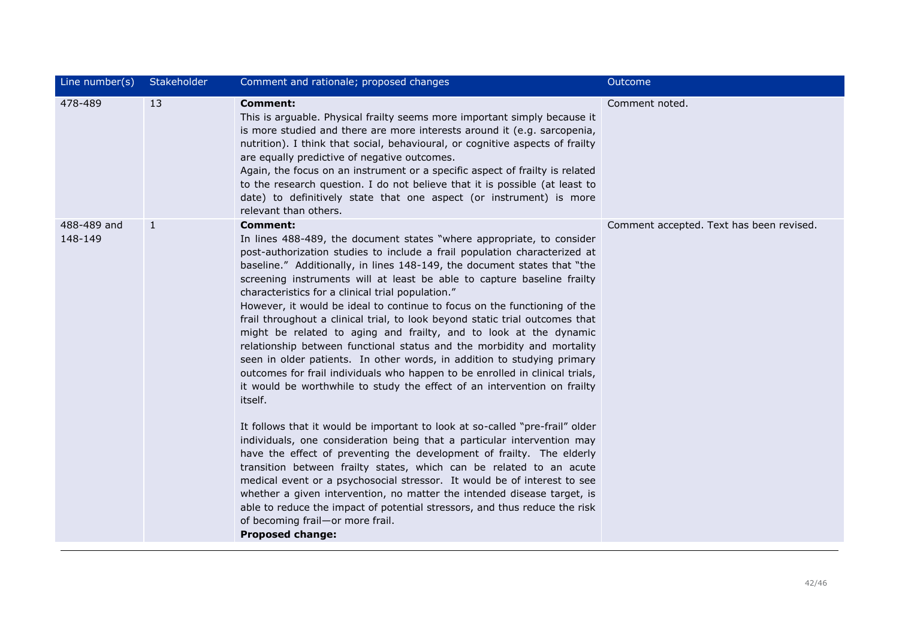| Line number(s) | Stakeholder | Comment and rationale; proposed changes | Outcome |
|---|---|---|---|
| 478-489 | 13 | **Comment:**<br>This is arguable. Physical frailty seems more important simply because it is more studied and there are more interests around it (e.g. sarcopenia, nutrition). I think that social, behavioural, or cognitive aspects of frailty are equally predictive of negative outcomes.<br>Again, the focus on an instrument or a specific aspect of frailty is related to the research question. I do not believe that it is possible (at least to date) to definitively state that one aspect (or instrument) is more relevant than others. | Comment noted. |
| 488-489 and 148-149 | 1 | **Comment:**<br>In lines 488-489, the document states "where appropriate, to consider post-authorization studies to include a frail population characterized at baseline." Additionally, in lines 148-149, the document states that "the screening instruments will at least be able to capture baseline frailty characteristics for a clinical trial population."<br>However, it would be ideal to continue to focus on the functioning of the frail throughout a clinical trial, to look beyond static trial outcomes that might be related to aging and frailty, and to look at the dynamic relationship between functional status and the morbidity and mortality seen in older patients. In other words, in addition to studying primary outcomes for frail individuals who happen to be enrolled in clinical trials, it would be worthwhile to study the effect of an intervention on frailty itself.<br><br>It follows that it would be important to look at so-called "pre-frail" older individuals, one consideration being that a particular intervention may have the effect of preventing the development of frailty. The elderly transition between frailty states, which can be related to an acute medical event or a psychosocial stressor. It would be of interest to see whether a given intervention, no matter the intended disease target, is able to reduce the impact of potential stressors, and thus reduce the risk of becoming frail—or more frail.<br>**Proposed change:** | Comment accepted. Text has been revised. |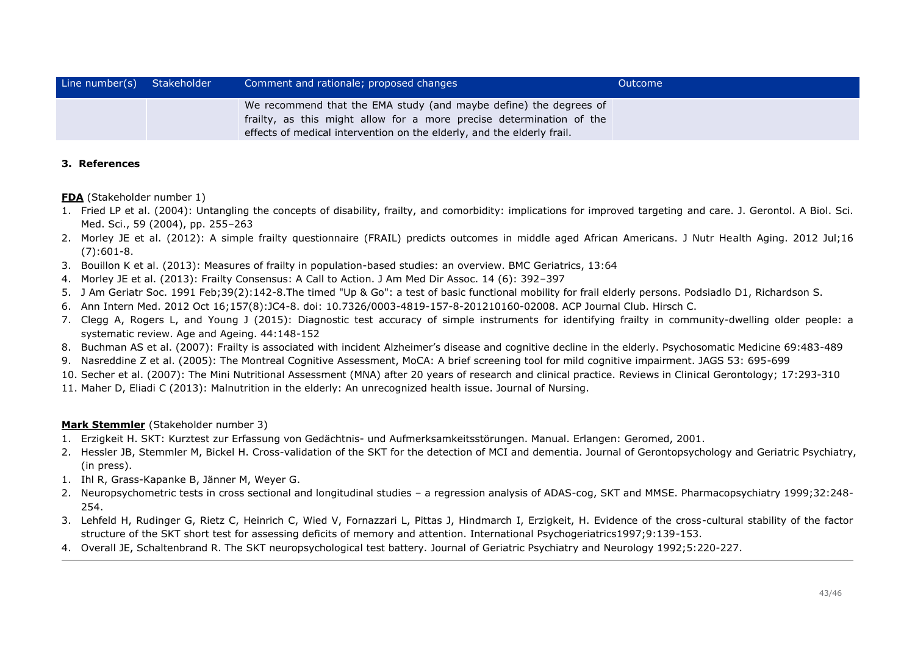| Line number(s) | Stakeholder | Comment and rationale; proposed changes | Outcome |
| --- | --- | --- | --- |
| | | We recommend that the EMA study (and maybe define) the degrees of frailty, as this might allow for a more precise determination of the effects of medical intervention on the elderly, and the elderly frail. | |

### 3. References

**FDA** (Stakeholder number 1)

1. Fried LP et al. (2004): Untangling the concepts of disability, frailty, and comorbidity: implications for improved targeting and care. J. Gerontol. A Biol. Sci. Med. Sci., 59 (2004), pp. 255–263
2. Morley JE et al. (2012): A simple frailty questionnaire (FRAIL) predicts outcomes in middle aged African Americans. J Nutr Health Aging. 2012 Jul;16 (7):601-8.
3. Bouillon K et al. (2013): Measures of frailty in population-based studies: an overview. BMC Geriatrics, 13:64
4. Morley JE et al. (2013): Frailty Consensus: A Call to Action. J Am Med Dir Assoc. 14 (6): 392–397
5. J Am Geriatr Soc. 1991 Feb;39(2):142-8.The timed "Up & Go": a test of basic functional mobility for frail elderly persons. Podsiadlo D1, Richardson S.
6. Ann Intern Med. 2012 Oct 16;157(8):JC4-8. doi: 10.7326/0003-4819-157-8-201210160-02008. ACP Journal Club. Hirsch C.
7. Clegg A, Rogers L, and Young J (2015): Diagnostic test accuracy of simple instruments for identifying frailty in community-dwelling older people: a systematic review. Age and Ageing. 44:148-152
8. Buchman AS et al. (2007): Frailty is associated with incident Alzheimer's disease and cognitive decline in the elderly. Psychosomatic Medicine 69:483-489
9. Nasreddine Z et al. (2005): The Montreal Cognitive Assessment, MoCA: A brief screening tool for mild cognitive impairment. JAGS 53: 695-699
10. Secher et al. (2007): The Mini Nutritional Assessment (MNA) after 20 years of research and clinical practice. Reviews in Clinical Gerontology; 17:293-310
11. Maher D, Eliadi C (2013): Malnutrition in the elderly: An unrecognized health issue. Journal of Nursing.

**Mark Stemmler** (Stakeholder number 3)

1. Erzigkeit H. SKT: Kurztest zur Erfassung von Gedächtnis- und Aufmerksamkeitsstörungen. Manual. Erlangen: Geromed, 2001.
2. Hessler JB, Stemmler M, Bickel H. Cross-validation of the SKT for the detection of MCI and dementia. Journal of Gerontopsychology and Geriatric Psychiatry, (in press).

1. Ihl R, Grass-Kapanke B, Jänner M, Weyer G.
2. Neuropsychometric tests in cross sectional and longitudinal studies – a regression analysis of ADAS-cog, SKT and MMSE. Pharmacopsychiatry 1999;32:248-254.
3. Lehfeld H, Rudinger G, Rietz C, Heinrich C, Wied V, Fornazzari L, Pittas J, Hindmarch I, Erzigkeit, H. Evidence of the cross-cultural stability of the factor structure of the SKT short test for assessing deficits of memory and attention. International Psychogeriatrics1997;9:139-153.
4. Overall JE, Schaltenbrand R. The SKT neuropsychological test battery. Journal of Geriatric Psychiatry and Neurology 1992;5:220-227.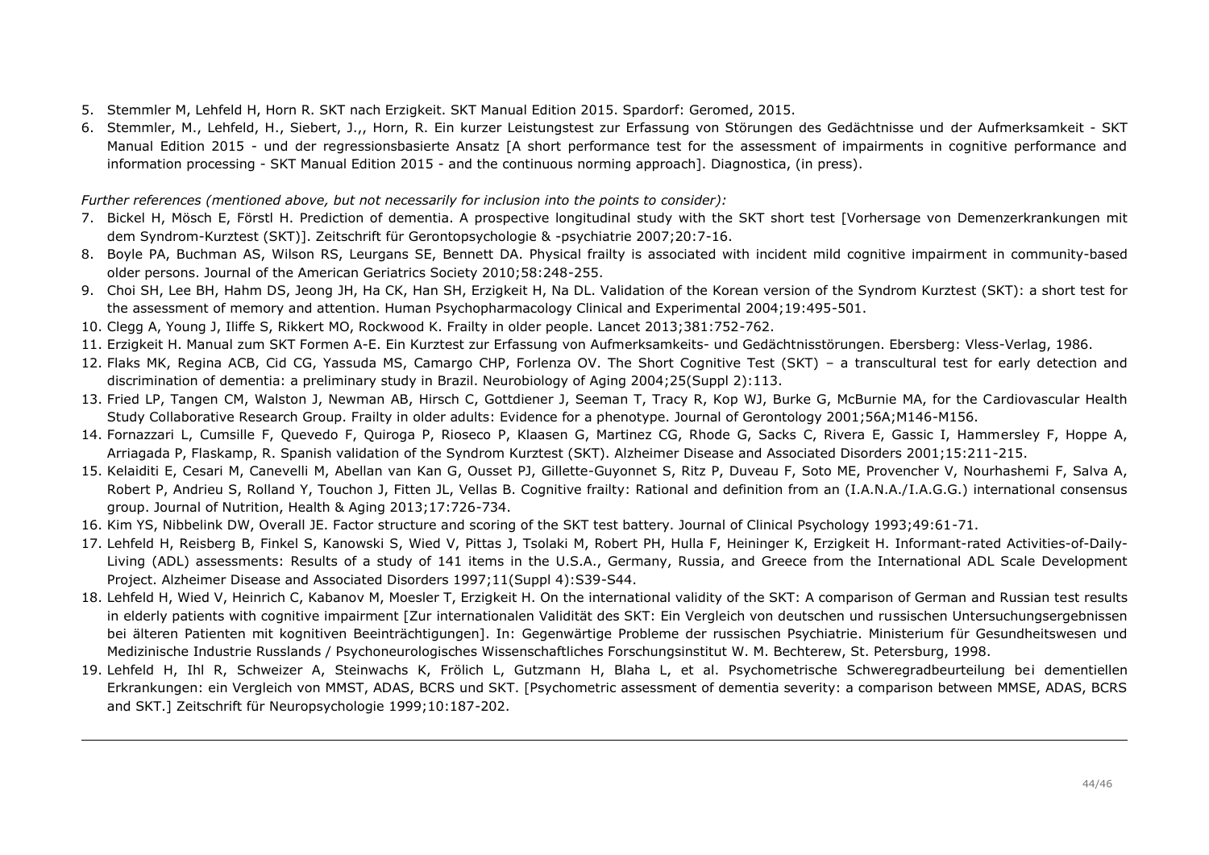5. Stemmler M, Lehfeld H, Horn R. SKT nach Erzigkeit. SKT Manual Edition 2015. Spardorf: Geromed, 2015.
6. Stemmler, M., Lehfeld, H., Siebert, J.,, Horn, R. Ein kurzer Leistungstest zur Erfassung von Störungen des Gedächtnisse und der Aufmerksamkeit - SKT Manual Edition 2015 - und der regressionsbasierte Ansatz [A short performance test for the assessment of impairments in cognitive performance and information processing - SKT Manual Edition 2015 - and the continuous norming approach]. Diagnostica, (in press).

*Further references (mentioned above, but not necessarily for inclusion into the points to consider):*

7. Bickel H, Mösch E, Förstl H. Prediction of dementia. A prospective longitudinal study with the SKT short test [Vorhersage von Demenzerkrankungen mit dem Syndrom-Kurztest (SKT)]. Zeitschrift für Gerontopsychologie & -psychiatrie 2007;20:7-16.
8. Boyle PA, Buchman AS, Wilson RS, Leurgans SE, Bennett DA. Physical frailty is associated with incident mild cognitive impairment in community-based older persons. Journal of the American Geriatrics Society 2010;58:248-255.
9. Choi SH, Lee BH, Hahm DS, Jeong JH, Ha CK, Han SH, Erzigkeit H, Na DL. Validation of the Korean version of the Syndrom Kurztest (SKT): a short test for the assessment of memory and attention. Human Psychopharmacology Clinical and Experimental 2004;19:495-501.
10. Clegg A, Young J, Iliffe S, Rikkert MO, Rockwood K. Frailty in older people. Lancet 2013;381:752-762.
11. Erzigkeit H. Manual zum SKT Formen A-E. Ein Kurztest zur Erfassung von Aufmerksamkeits- und Gedächtnisstörungen. Ebersberg: Vless-Verlag, 1986.
12. Flaks MK, Regina ACB, Cid CG, Yassuda MS, Camargo CHP, Forlenza OV. The Short Cognitive Test (SKT) – a transcultural test for early detection and discrimination of dementia: a preliminary study in Brazil. Neurobiology of Aging 2004;25(Suppl 2):113.
13. Fried LP, Tangen CM, Walston J, Newman AB, Hirsch C, Gottdiener J, Seeman T, Tracy R, Kop WJ, Burke G, McBurnie MA, for the Cardiovascular Health Study Collaborative Research Group. Frailty in older adults: Evidence for a phenotype. Journal of Gerontology 2001;56A;M146-M156.
14. Fornazzari L, Cumsille F, Quevedo F, Quiroga P, Rioseco P, Klaasen G, Martinez CG, Rhode G, Sacks C, Rivera E, Gassic I, Hammersley F, Hoppe A, Arriagada P, Flaskamp, R. Spanish validation of the Syndrom Kurztest (SKT). Alzheimer Disease and Associated Disorders 2001;15:211-215.
15. Kelaiditi E, Cesari M, Canevelli M, Abellan van Kan G, Ousset PJ, Gillette-Guyonnet S, Ritz P, Duveau F, Soto ME, Provencher V, Nourhashemi F, Salva A, Robert P, Andrieu S, Rolland Y, Touchon J, Fitten JL, Vellas B. Cognitive frailty: Rational and definition from an (I.A.N.A./I.A.G.G.) international consensus group. Journal of Nutrition, Health & Aging 2013;17:726-734.
16. Kim YS, Nibbelink DW, Overall JE. Factor structure and scoring of the SKT test battery. Journal of Clinical Psychology 1993;49:61-71.
17. Lehfeld H, Reisberg B, Finkel S, Kanowski S, Wied V, Pittas J, Tsolaki M, Robert PH, Hulla F, Heininger K, Erzigkeit H. Informant-rated Activities-of-Daily-Living (ADL) assessments: Results of a study of 141 items in the U.S.A., Germany, Russia, and Greece from the International ADL Scale Development Project. Alzheimer Disease and Associated Disorders 1997;11(Suppl 4):S39-S44.
18. Lehfeld H, Wied V, Heinrich C, Kabanov M, Moesler T, Erzigkeit H. On the international validity of the SKT: A comparison of German and Russian test results in elderly patients with cognitive impairment [Zur internationalen Validität des SKT: Ein Vergleich von deutschen und russischen Untersuchungsergebnissen bei älteren Patienten mit kognitiven Beeinträchtigungen]. In: Gegenwärtige Probleme der russischen Psychiatrie. Ministerium für Gesundheitswesen und Medizinische Industrie Russlands / Psychoneurologisches Wissenschaftliches Forschungsinstitut W. M. Bechterew, St. Petersburg, 1998.
19. Lehfeld H, Ihl R, Schweizer A, Steinwachs K, Frölich L, Gutzmann H, Blaha L, et al. Psychometrische Schweregradbeurteilung bei dementiellen Erkrankungen: ein Vergleich von MMST, ADAS, BCRS und SKT. [Psychometric assessment of dementia severity: a comparison between MMSE, ADAS, BCRS and SKT.] Zeitschrift für Neuropsychologie 1999;10:187-202.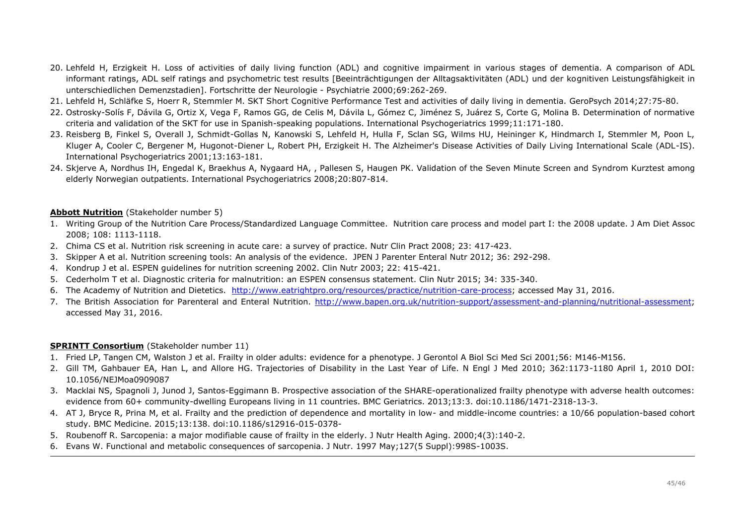20. Lehfeld H, Erzigkeit H. Loss of activities of daily living function (ADL) and cognitive impairment in various stages of dementia. A comparison of ADL informant ratings, ADL self ratings and psychometric test results [Beeinträchtigungen der Alltagsaktivitäten (ADL) und der kognitiven Leistungsfähigkeit in unterschiedlichen Demenzstadien]. Fortschritte der Neurologie - Psychiatrie 2000;69:262-269.
21. Lehfeld H, Schläfke S, Hoerr R, Stemmler M. SKT Short Cognitive Performance Test and activities of daily living in dementia. GeroPsych 2014;27:75-80.
22. Ostrosky-Solís F, Dávila G, Ortiz X, Vega F, Ramos GG, de Celis M, Dávila L, Gómez C, Jiménez S, Juárez S, Corte G, Molina B. Determination of normative criteria and validation of the SKT for use in Spanish-speaking populations. International Psychogeriatrics 1999;11:171-180.
23. Reisberg B, Finkel S, Overall J, Schmidt-Gollas N, Kanowski S, Lehfeld H, Hulla F, Sclan SG, Wilms HU, Heininger K, Hindmarch I, Stemmler M, Poon L, Kluger A, Cooler C, Bergener M, Hugonot-Diener L, Robert PH, Erzigkeit H. The Alzheimer's Disease Activities of Daily Living International Scale (ADL-IS). International Psychogeriatrics 2001;13:163-181.
24. Skjerve A, Nordhus IH, Engedal K, Braekhus A, Nygaard HA, , Pallesen S, Haugen PK. Validation of the Seven Minute Screen and Syndrom Kurztest among elderly Norwegian outpatients. International Psychogeriatrics 2008;20:807-814.

**Abbott Nutrition** (Stakeholder number 5)

1. Writing Group of the Nutrition Care Process/Standardized Language Committee. Nutrition care process and model part I: the 2008 update. J Am Diet Assoc 2008; 108: 1113-1118.
2. Chima CS et al. Nutrition risk screening in acute care: a survey of practice. Nutr Clin Pract 2008; 23: 417-423.
3. Skipper A et al. Nutrition screening tools: An analysis of the evidence. JPEN J Parenter Enteral Nutr 2012; 36: 292-298.
4. Kondrup J et al. ESPEN guidelines for nutrition screening 2002. Clin Nutr 2003; 22: 415-421.
5. Cederholm T et al. Diagnostic criteria for malnutrition: an ESPEN consensus statement. Clin Nutr 2015; 34: 335-340.
6. The Academy of Nutrition and Dietetics. http://www.eatrightpro.org/resources/practice/nutrition-care-process; accessed May 31, 2016.
7. The British Association for Parenteral and Enteral Nutrition. http://www.bapen.org.uk/nutrition-support/assessment-and-planning/nutritional-assessment; accessed May 31, 2016.

**SPRINTT Consortium** (Stakeholder number 11)

1. Fried LP, Tangen CM, Walston J et al. Frailty in older adults: evidence for a phenotype. J Gerontol A Biol Sci Med Sci 2001;56: M146-M156.
2. Gill TM, Gahbauer EA, Han L, and Allore HG. Trajectories of Disability in the Last Year of Life. N Engl J Med 2010; 362:1173-1180 April 1, 2010 DOI: 10.1056/NEJMoa0909087
3. Macklai NS, Spagnoli J, Junod J, Santos-Eggimann B. Prospective association of the SHARE-operationalized frailty phenotype with adverse health outcomes: evidence from 60+ community-dwelling Europeans living in 11 countries. BMC Geriatrics. 2013;13:3. doi:10.1186/1471-2318-13-3.
4. AT J, Bryce R, Prina M, et al. Frailty and the prediction of dependence and mortality in low- and middle-income countries: a 10/66 population-based cohort study. BMC Medicine. 2015;13:138. doi:10.1186/s12916-015-0378-
5. Roubenoff R. Sarcopenia: a major modifiable cause of frailty in the elderly. J Nutr Health Aging. 2000;4(3):140-2.
6. Evans W. Functional and metabolic consequences of sarcopenia. J Nutr. 1997 May;127(5 Suppl):998S-1003S.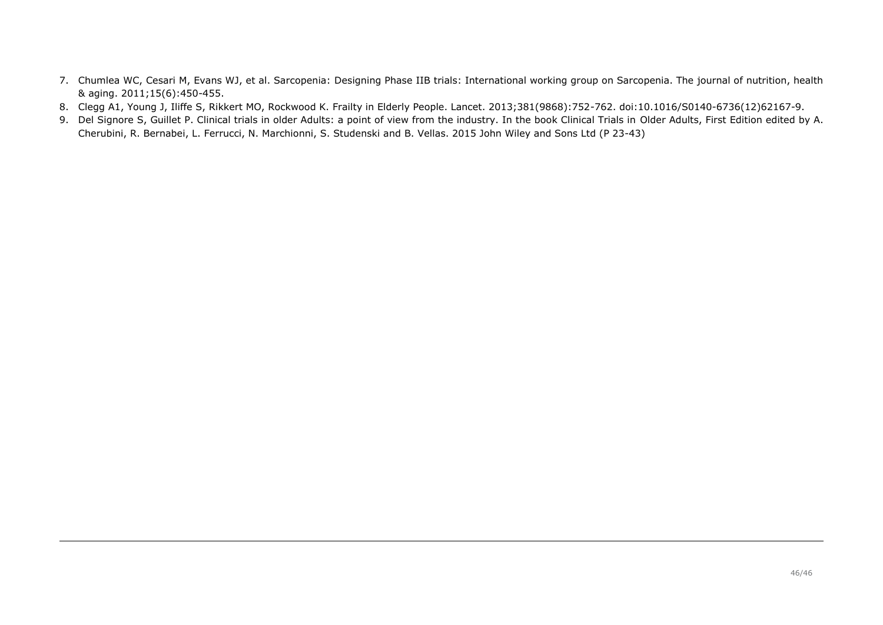7. Chumlea WC, Cesari M, Evans WJ, et al. Sarcopenia: Designing Phase IIB trials: International working group on Sarcopenia. The journal of nutrition, health & aging. 2011;15(6):450-455.
8. Clegg A1, Young J, Iliffe S, Rikkert MO, Rockwood K. Frailty in Elderly People. Lancet. 2013;381(9868):752-762. doi:10.1016/S0140-6736(12)62167-9.
9. Del Signore S, Guillet P. Clinical trials in older Adults: a point of view from the industry. In the book Clinical Trials in Older Adults, First Edition edited by A. Cherubini, R. Bernabei, L. Ferrucci, N. Marchionni, S. Studenski and B. Vellas. 2015 John Wiley and Sons Ltd (P 23-43)